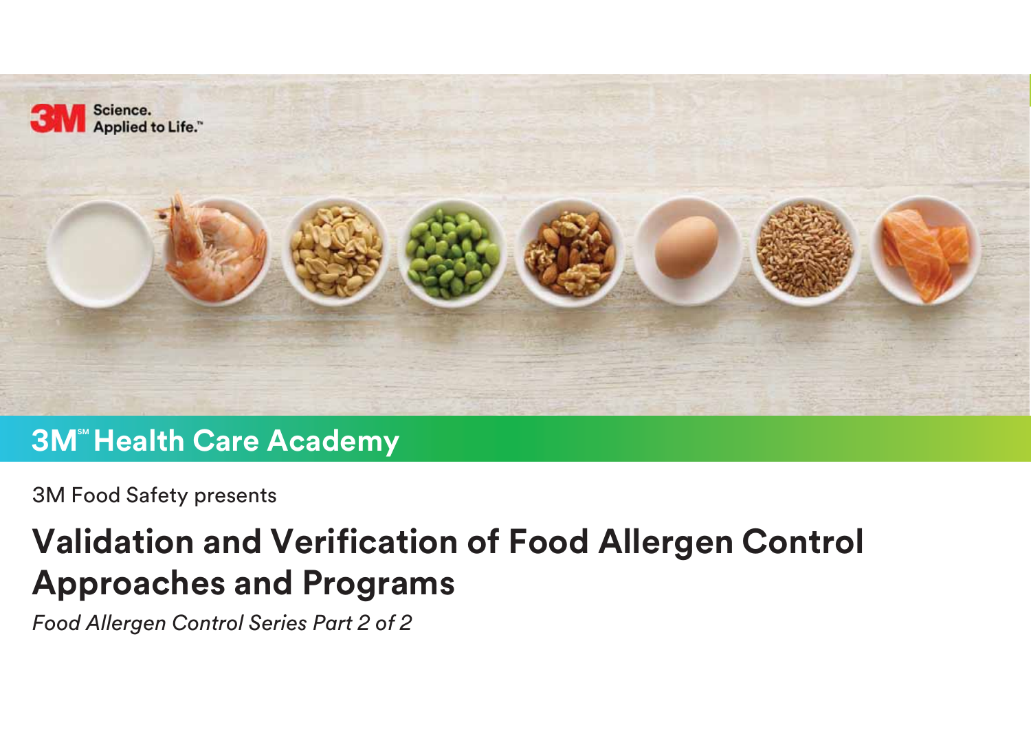3M Science. Applied to Life.™

3M℠ Health Care Academy

3M Food Safety presents

# Validation and Verification of Food Allergen Control Approaches and Programs

*Food Allergen Control Series Part 2 of 2*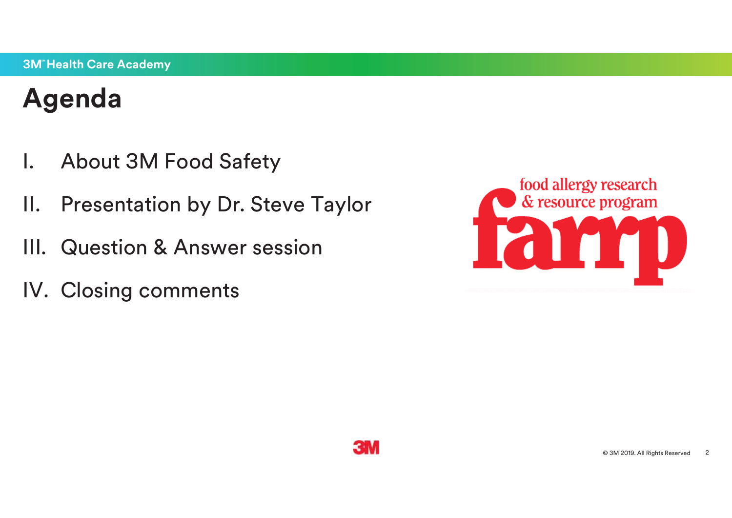# Agenda

I. About 3M Food Safety

II. Presentation by Dr. Steve Taylor

III. Question & Answer session

IV. Closing comments

food allergy research & resource program

farrp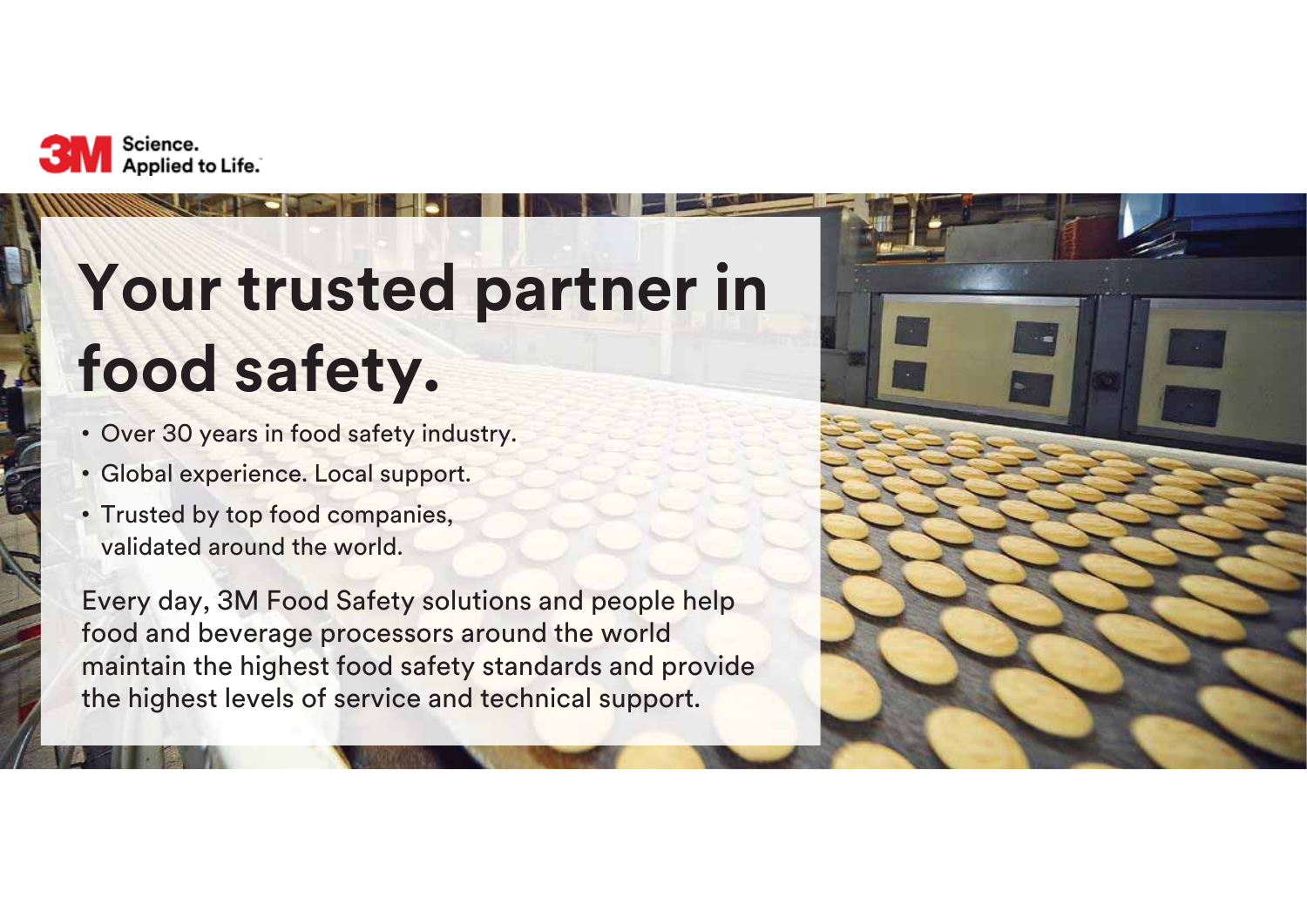3M Science. Applied to Life.™

# Your trusted partner in food safety.

- Over 30 years in food safety industry.
- Global experience. Local support.
- Trusted by top food companies, validated around the world.

Every day, 3M Food Safety solutions and people help food and beverage processors around the world maintain the highest food safety standards and provide the highest levels of service and technical support.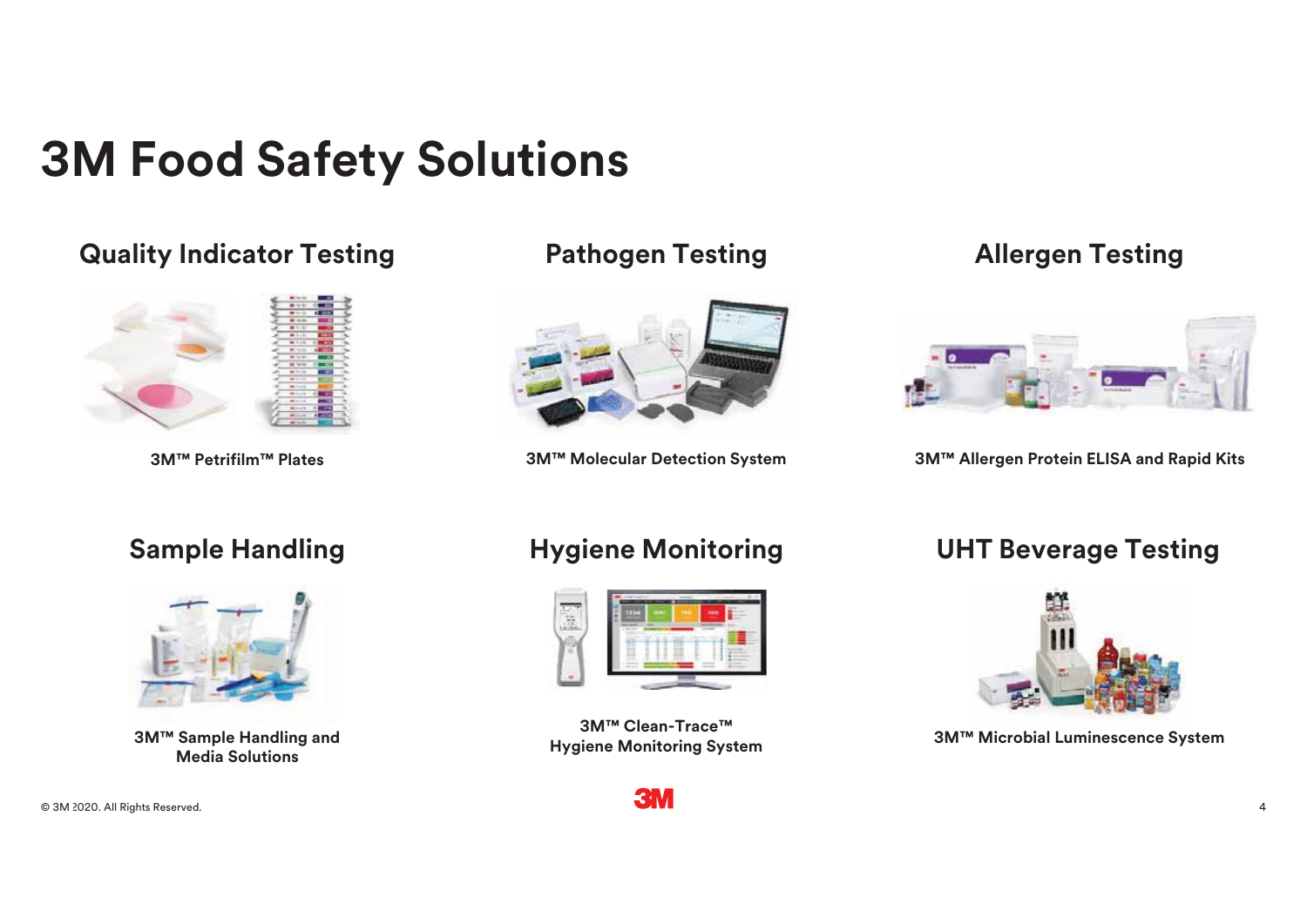# 3M Food Safety Solutions

## Quality Indicator Testing

3M™ Petrifilm™ Plates

## Pathogen Testing

3M™ Molecular Detection System

## Allergen Testing

3M™ Allergen Protein ELISA and Rapid Kits

## Sample Handling

3M™ Sample Handling and Media Solutions

## Hygiene Monitoring

3M™ Clean-Trace™ Hygiene Monitoring System

## UHT Beverage Testing

3M™ Microbial Luminescence System

© 3M 2020. All Rights Reserved.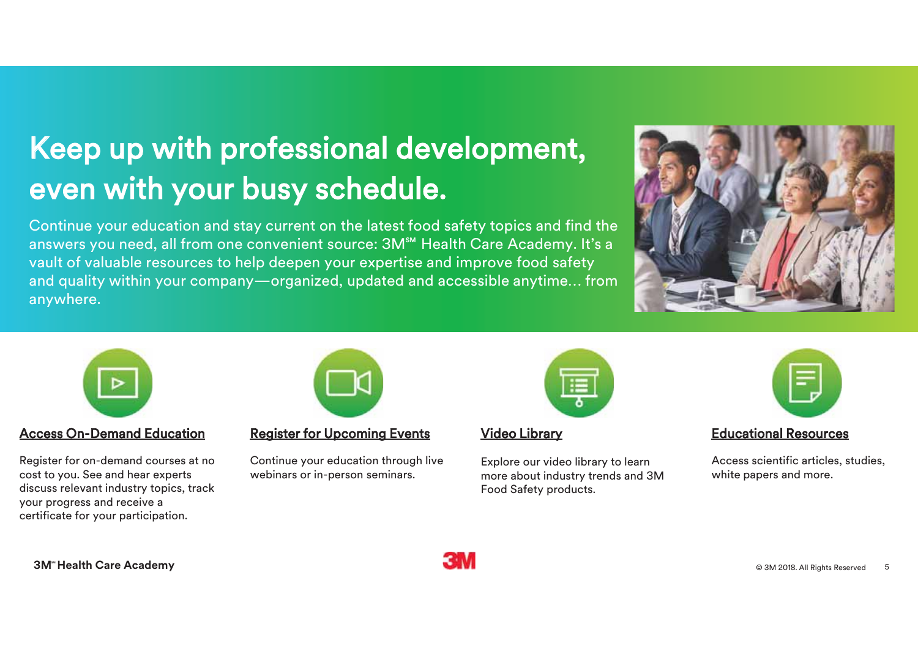# Keep up with professional development, even with your busy schedule.

Continue your education and stay current on the latest food safety topics and find the answers you need, all from one convenient source: 3M℠ Health Care Academy. It's a vault of valuable resources to help deepen your expertise and improve food safety and quality within your company—organized, updated and accessible anytime... from anywhere.

### Access On-Demand Education

Register for on-demand courses at no cost to you. See and hear experts discuss relevant industry topics, track your progress and receive a certificate for your participation.

### Register for Upcoming Events

Continue your education through live webinars or in-person seminars.

### Video Library

Explore our video library to learn more about industry trends and 3M Food Safety products.

### Educational Resources

Access scientific articles, studies, white papers and more.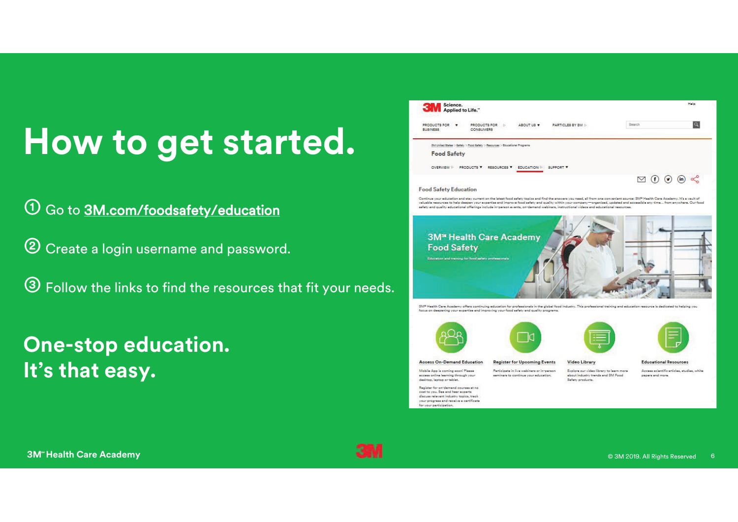# How to get started.

① Go to 3M.com/foodsafety/education

② Create a login username and password.

③ Follow the links to find the resources that fit your needs.

## One-stop education.
## It's that easy.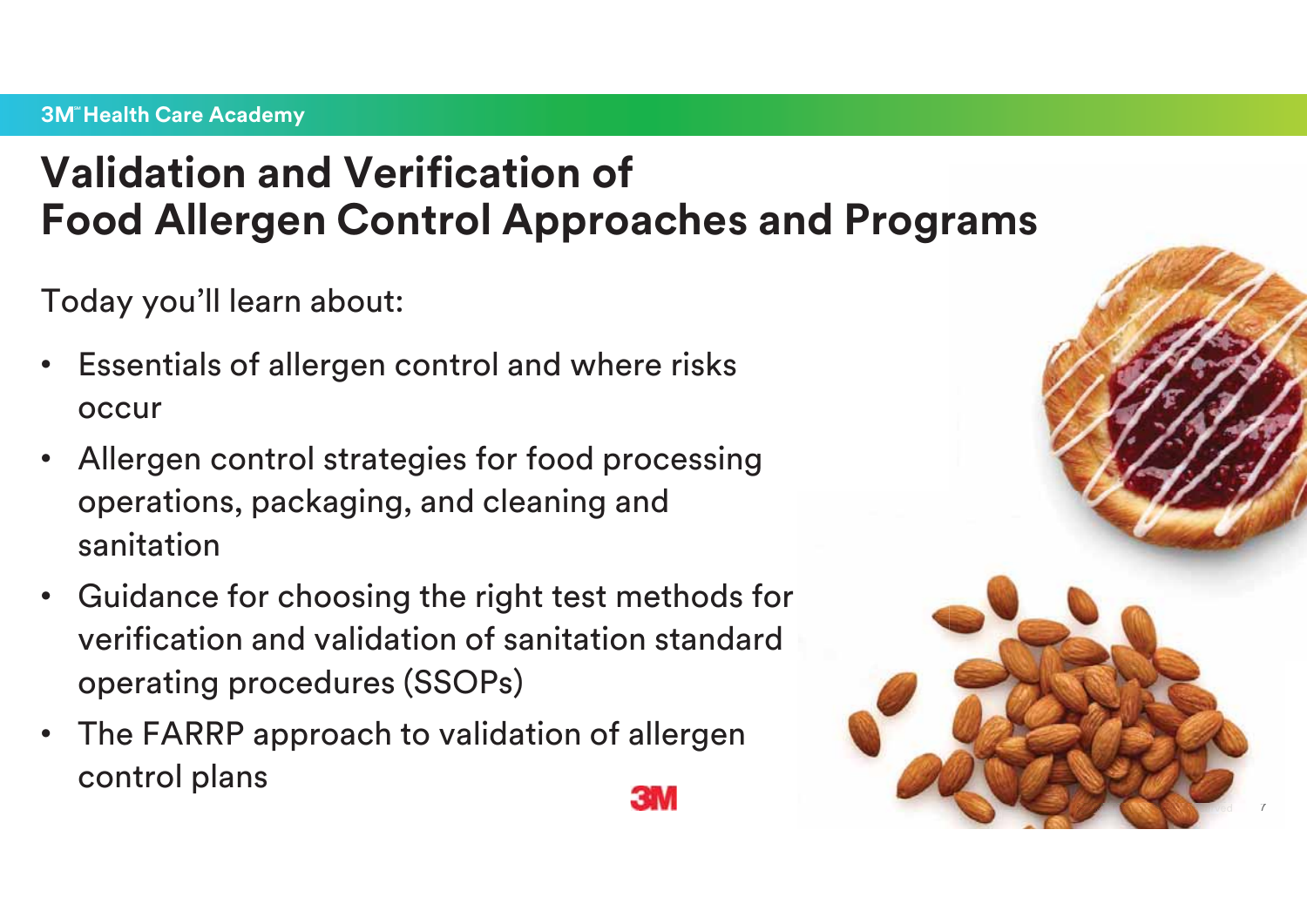# Validation and Verification of Food Allergen Control Approaches and Programs

Today you'll learn about:

- Essentials of allergen control and where risks occur
- Allergen control strategies for food processing operations, packaging, and cleaning and sanitation
- Guidance for choosing the right test methods for verification and validation of sanitation standard operating procedures (SSOPs)
- The FARRP approach to validation of allergen control plans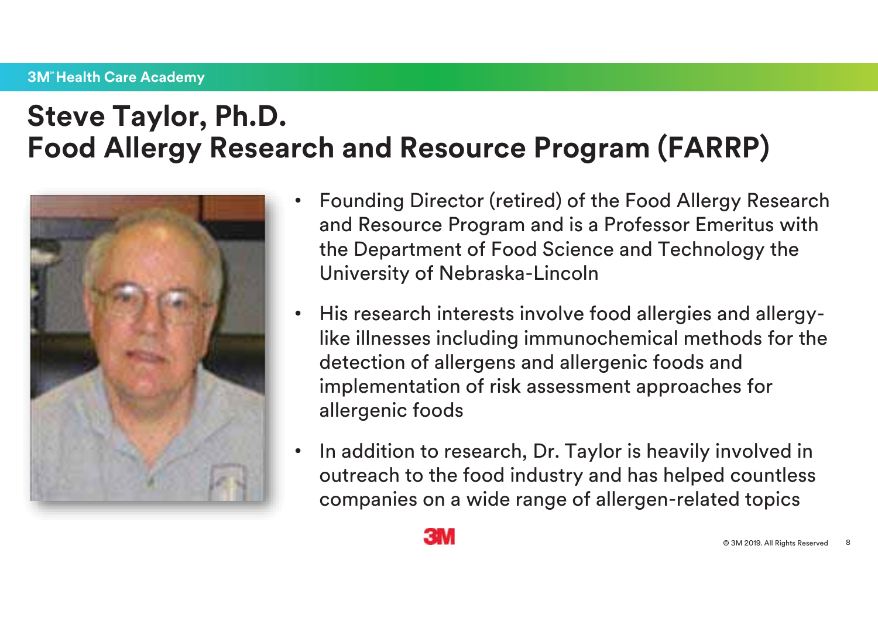# Steve Taylor, Ph.D.
# Food Allergy Research and Resource Program (FARRP)

- Founding Director (retired) of the Food Allergy Research and Resource Program and is a Professor Emeritus with the Department of Food Science and Technology the University of Nebraska-Lincoln
- His research interests involve food allergies and allergy-like illnesses including immunochemical methods for the detection of allergens and allergenic foods and implementation of risk assessment approaches for allergenic foods
- In addition to research, Dr. Taylor is heavily involved in outreach to the food industry and has helped countless companies on a wide range of allergen-related topics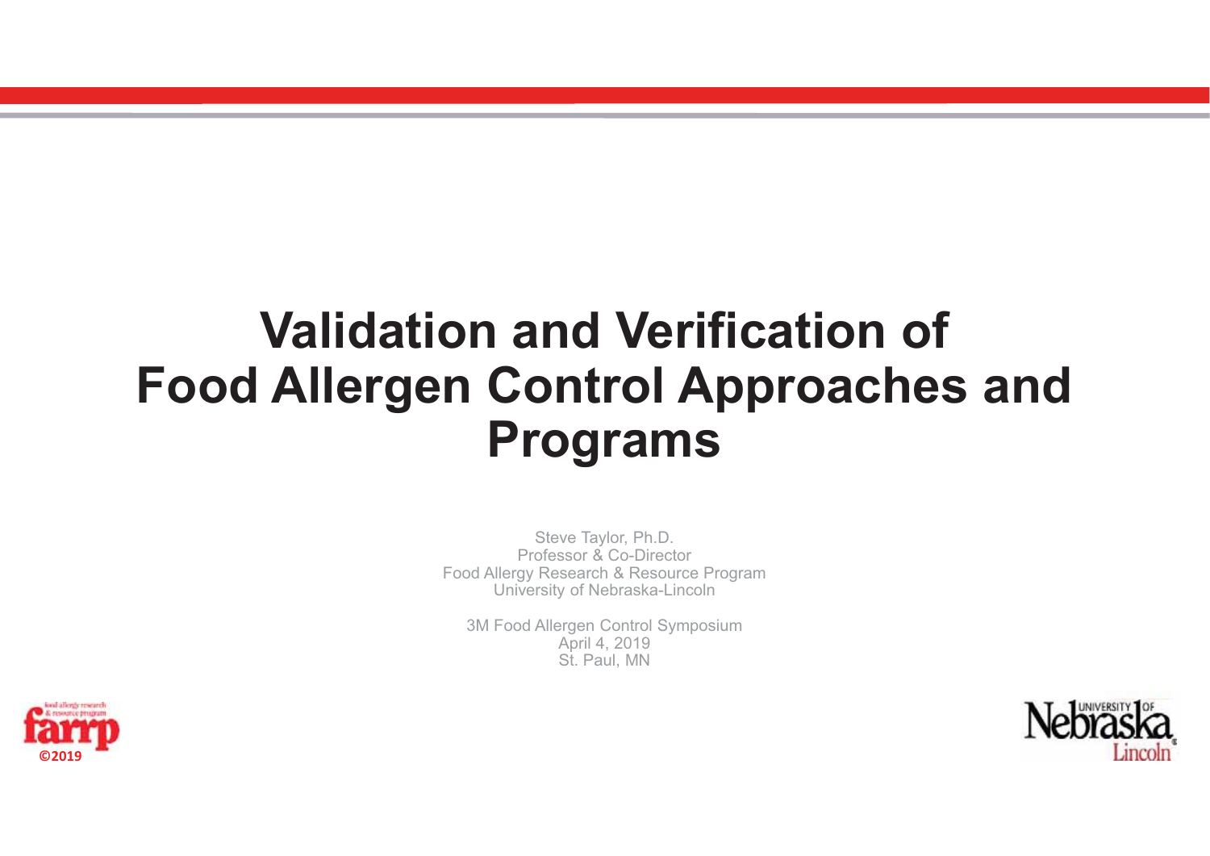# Validation and Verification of Food Allergen Control Approaches and Programs

Steve Taylor, Ph.D.
Professor & Co-Director
Food Allergy Research & Resource Program
University of Nebraska-Lincoln

3M Food Allergen Control Symposium
April 4, 2019
St. Paul, MN

food allergy research & resource program
farrp
©2019

University of Nebraska Lincoln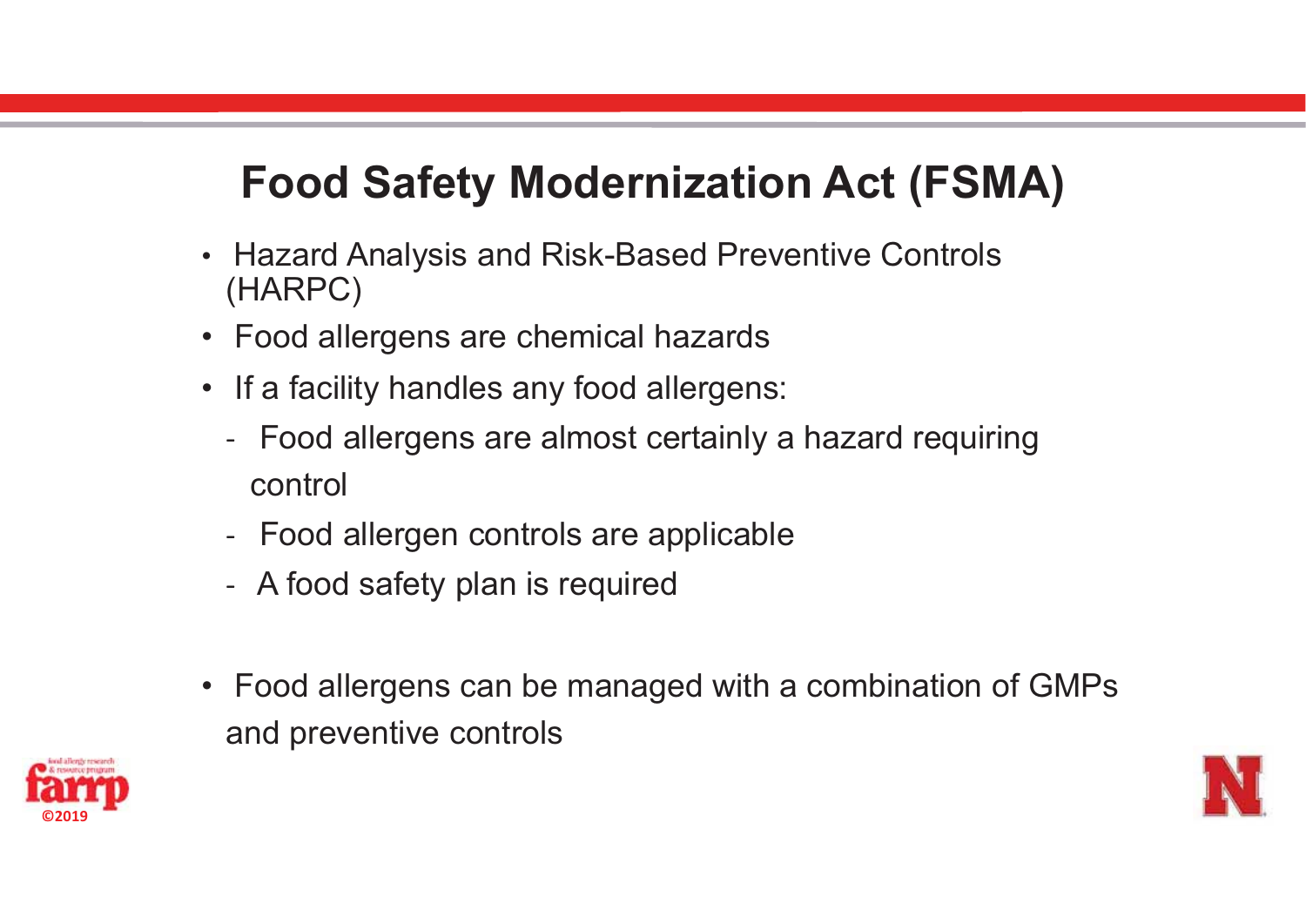# Food Safety Modernization Act (FSMA)

- Hazard Analysis and Risk-Based Preventive Controls (HARPC)
- Food allergens are chemical hazards
- If a facility handles any food allergens:
  - Food allergens are almost certainly a hazard requiring control
  - Food allergen controls are applicable
  - A food safety plan is required
- Food allergens can be managed with a combination of GMPs and preventive controls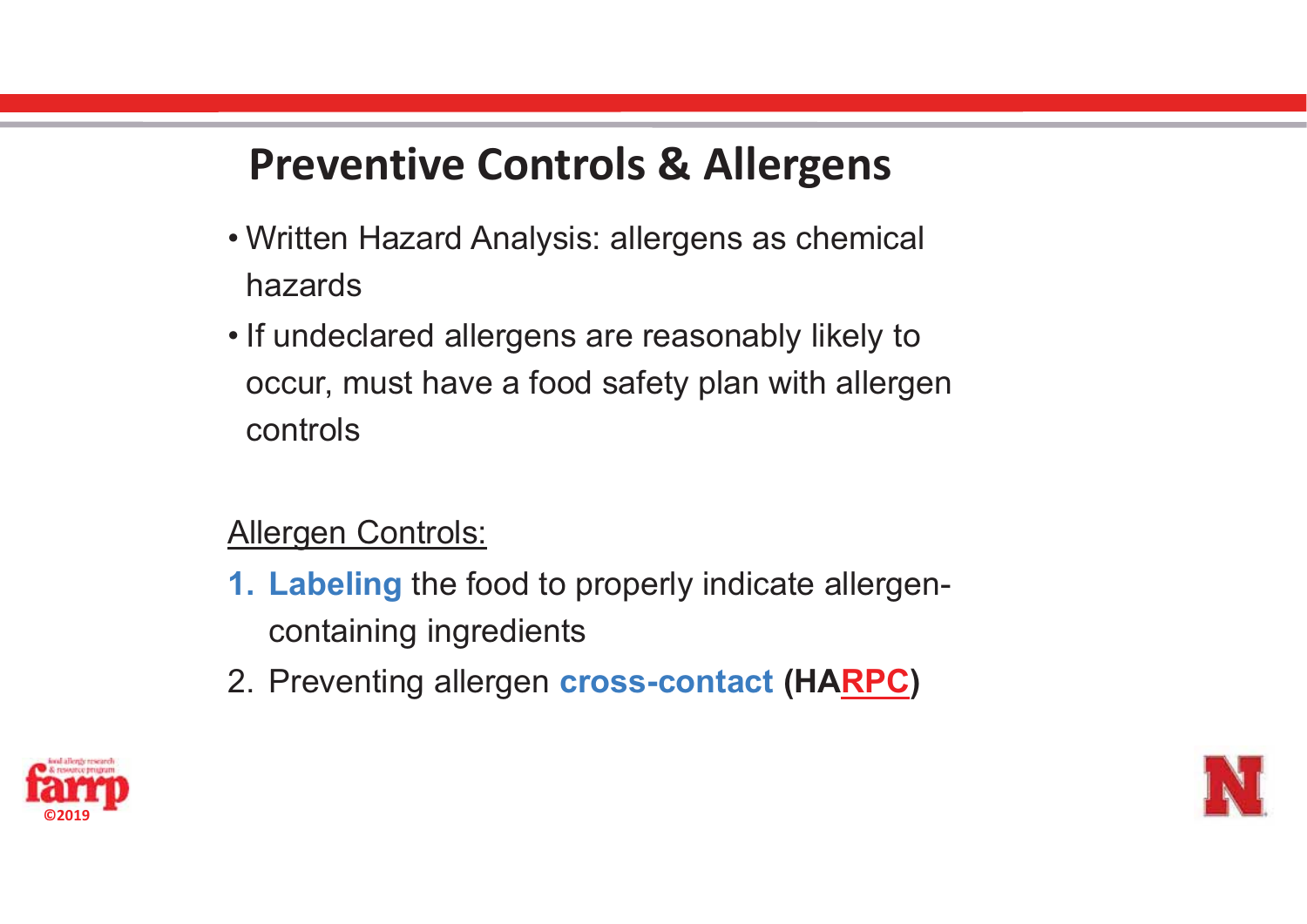# Preventive Controls & Allergens

- Written Hazard Analysis: allergens as chemical hazards
- If undeclared allergens are reasonably likely to occur, must have a food safety plan with allergen controls

Allergen Controls:

1. **Labeling** the food to properly indicate allergen-containing ingredients
2. Preventing allergen **cross-contact** **(HARPC)**

©2019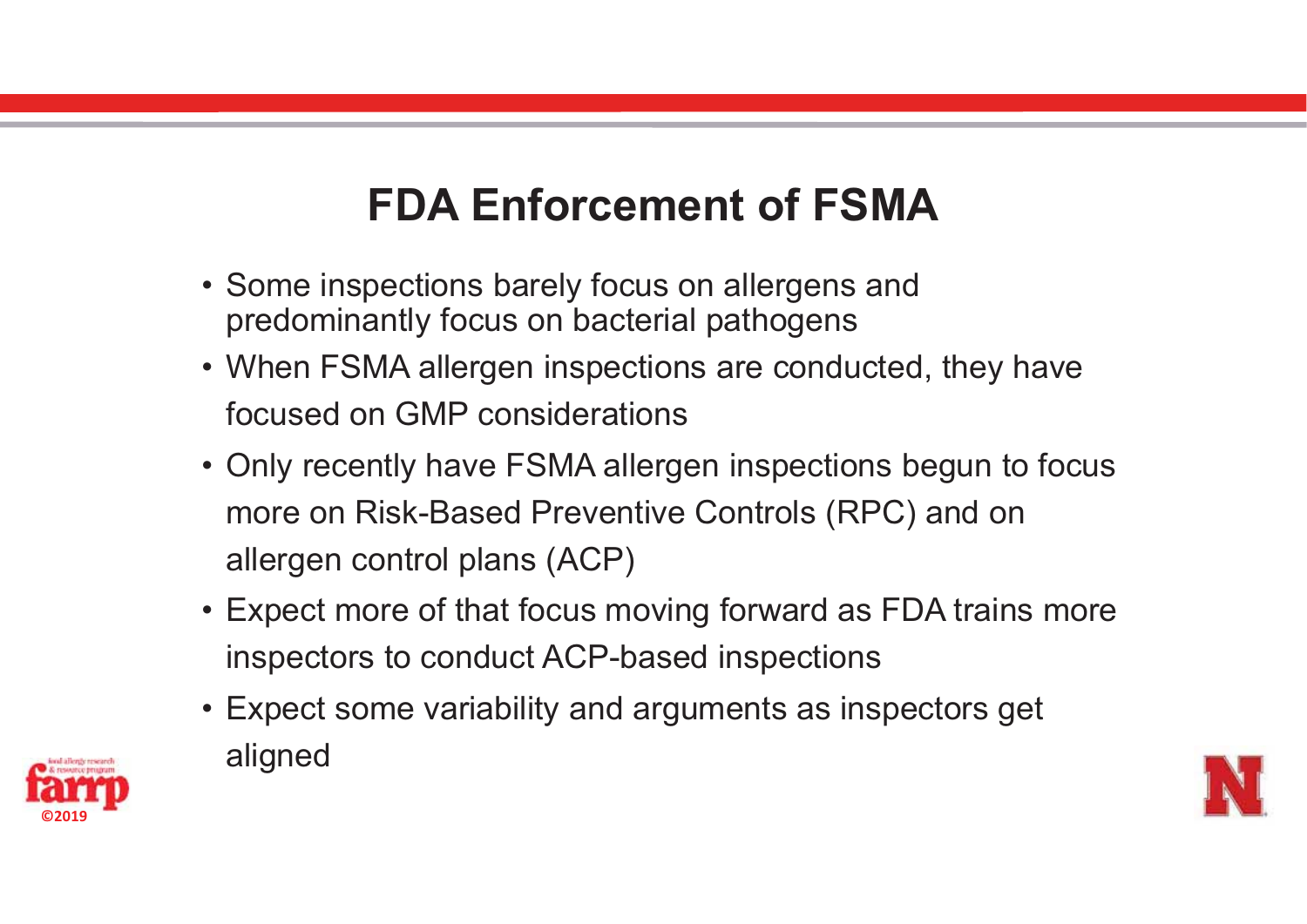# FDA Enforcement of FSMA

- Some inspections barely focus on allergens and predominantly focus on bacterial pathogens
- When FSMA allergen inspections are conducted, they have focused on GMP considerations
- Only recently have FSMA allergen inspections begun to focus more on Risk-Based Preventive Controls (RPC) and on allergen control plans (ACP)
- Expect more of that focus moving forward as FDA trains more inspectors to conduct ACP-based inspections
- Expect some variability and arguments as inspectors get aligned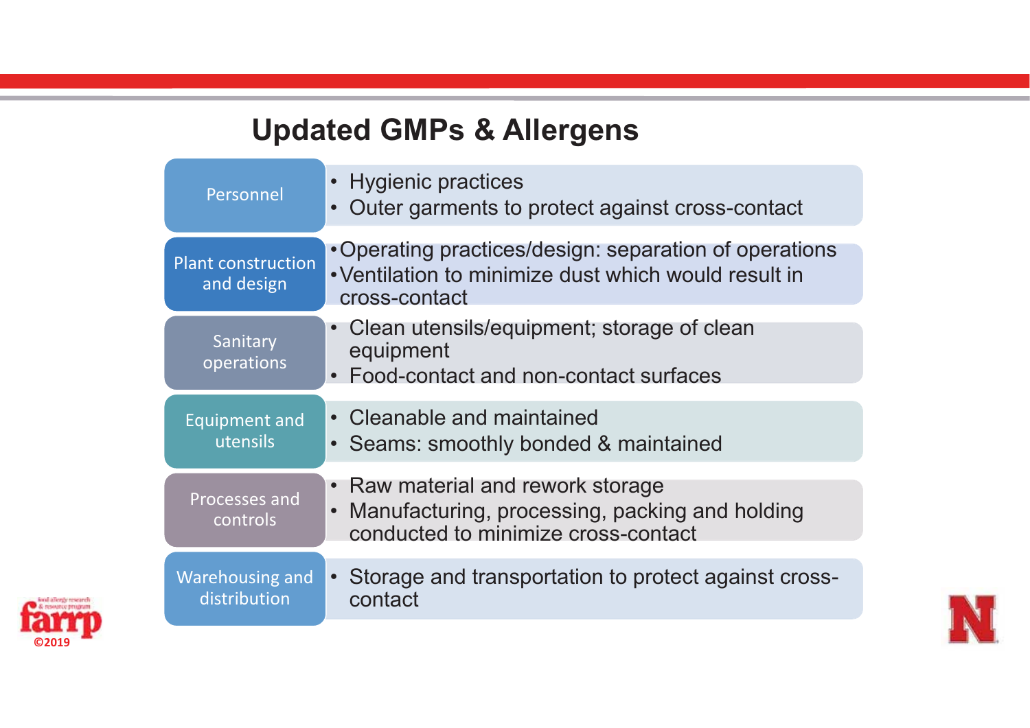# Updated GMPs & Allergens

| Category | Details |
| --- | --- |
| Personnel | • Hygienic practices<br>• Outer garments to protect against cross-contact |
| Plant construction and design | • Operating practices/design: separation of operations<br>• Ventilation to minimize dust which would result in cross-contact |
| Sanitary operations | • Clean utensils/equipment; storage of clean equipment<br>• Food-contact and non-contact surfaces |
| Equipment and utensils | • Cleanable and maintained<br>• Seams: smoothly bonded & maintained |
| Processes and controls | • Raw material and rework storage<br>• Manufacturing, processing, packing and holding conducted to minimize cross-contact |
| Warehousing and distribution | • Storage and transportation to protect against cross-contact |

©2019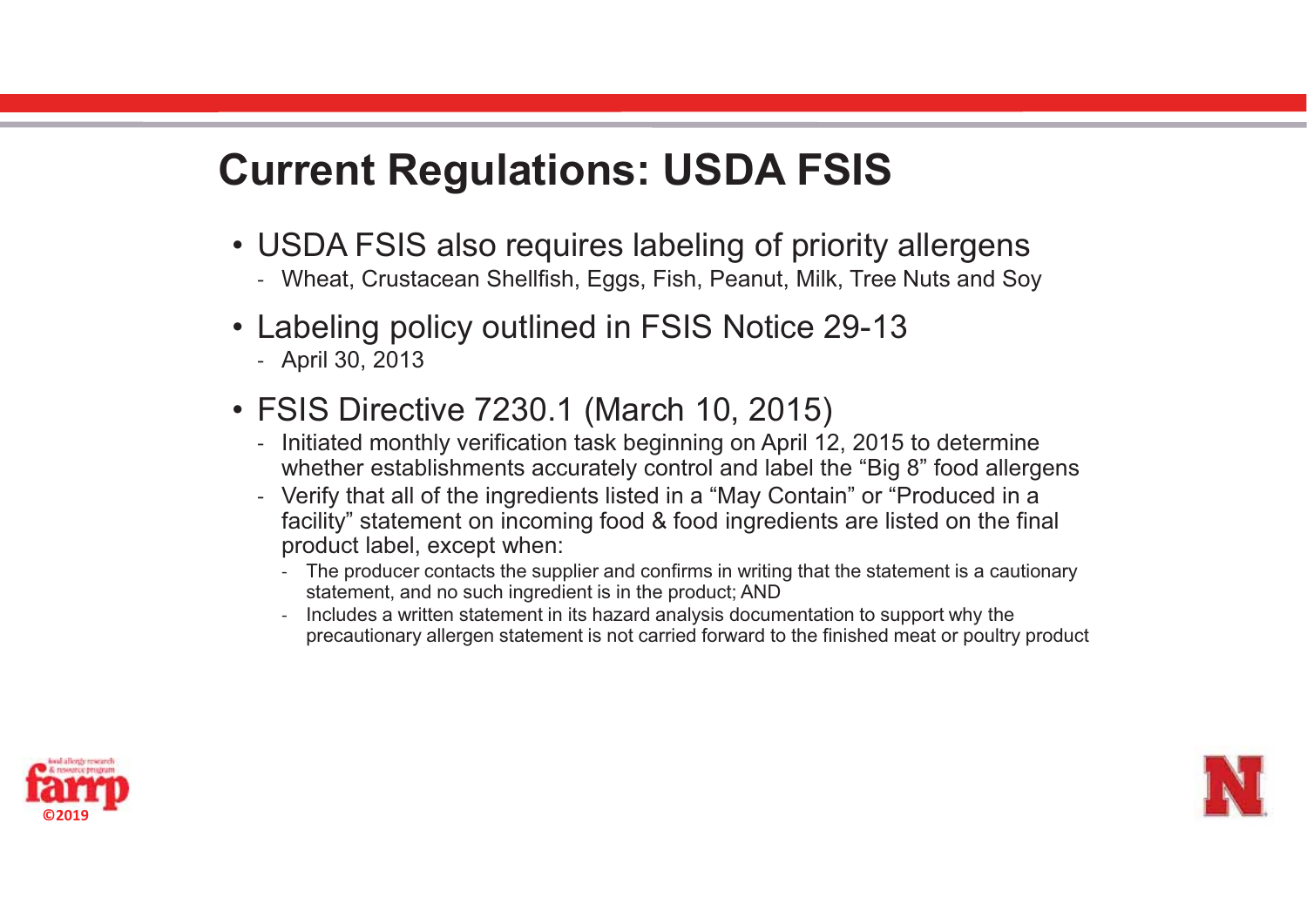# Current Regulations: USDA FSIS

- USDA FSIS also requires labeling of priority allergens
  - Wheat, Crustacean Shellfish, Eggs, Fish, Peanut, Milk, Tree Nuts and Soy
- Labeling policy outlined in FSIS Notice 29-13
  - April 30, 2013
- FSIS Directive 7230.1 (March 10, 2015)
  - Initiated monthly verification task beginning on April 12, 2015 to determine whether establishments accurately control and label the "Big 8" food allergens
  - Verify that all of the ingredients listed in a "May Contain" or "Produced in a facility" statement on incoming food & food ingredients are listed on the final product label, except when:
    - The producer contacts the supplier and confirms in writing that the statement is a cautionary statement, and no such ingredient is in the product; AND
    - Includes a written statement in its hazard analysis documentation to support why the precautionary allergen statement is not carried forward to the finished meat or poultry product

©2019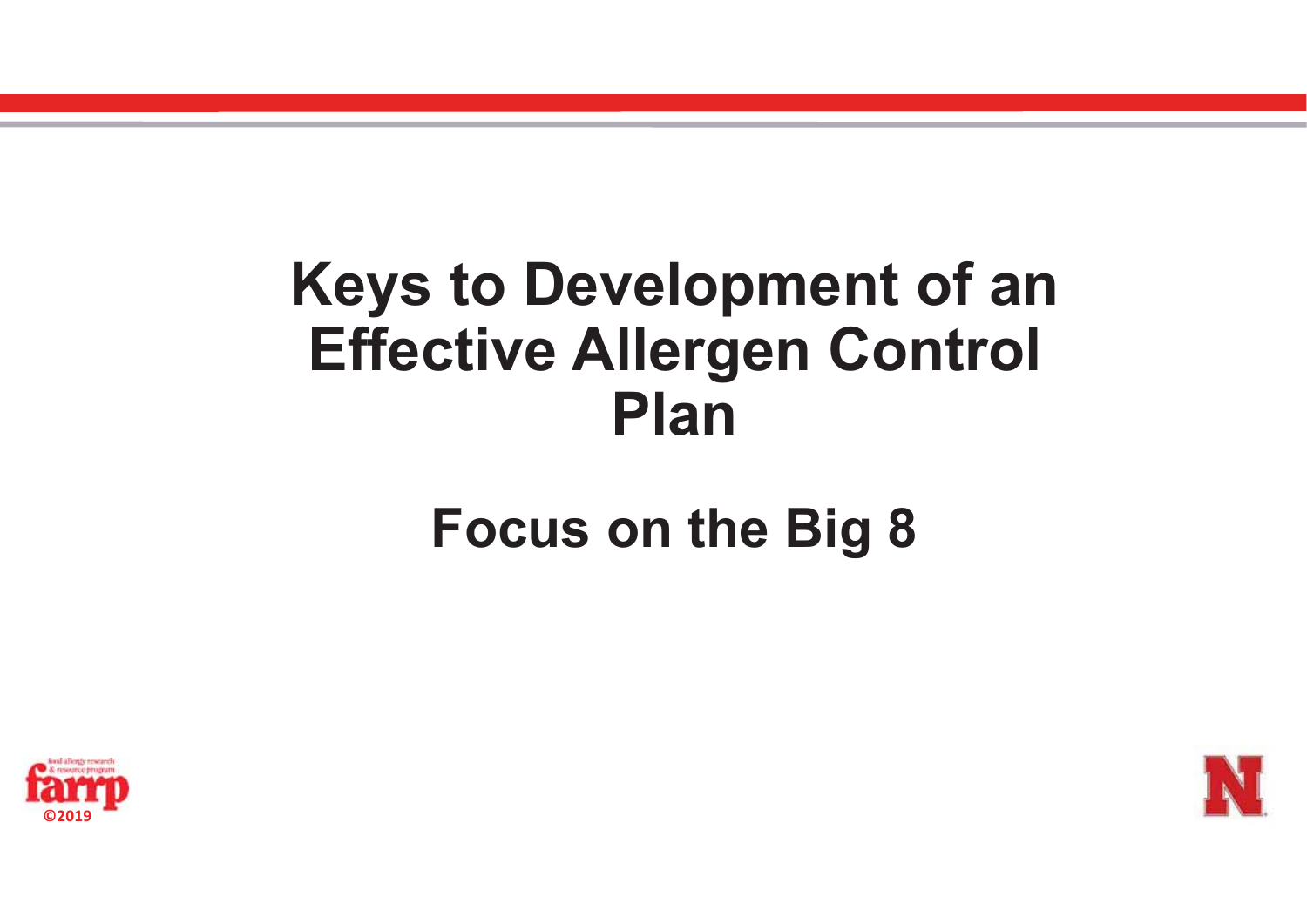# Keys to Development of an Effective Allergen Control Plan

## Focus on the Big 8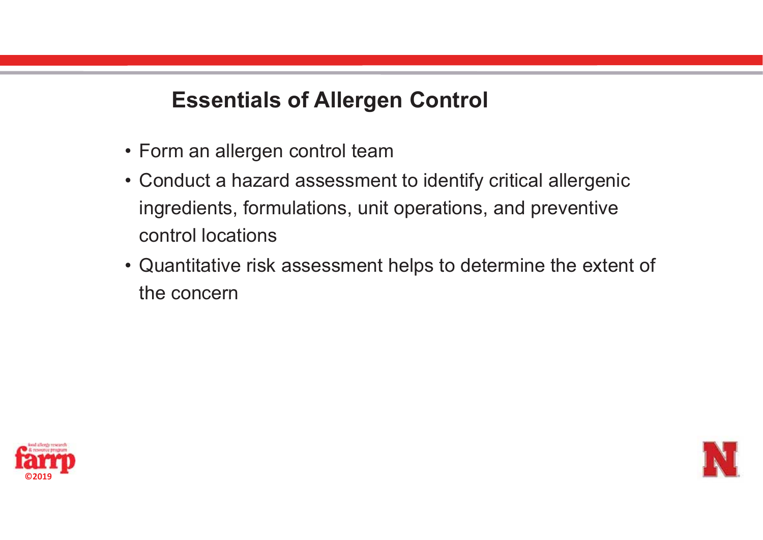# Essentials of Allergen Control

- Form an allergen control team
- Conduct a hazard assessment to identify critical allergenic ingredients, formulations, unit operations, and preventive control locations
- Quantitative risk assessment helps to determine the extent of the concern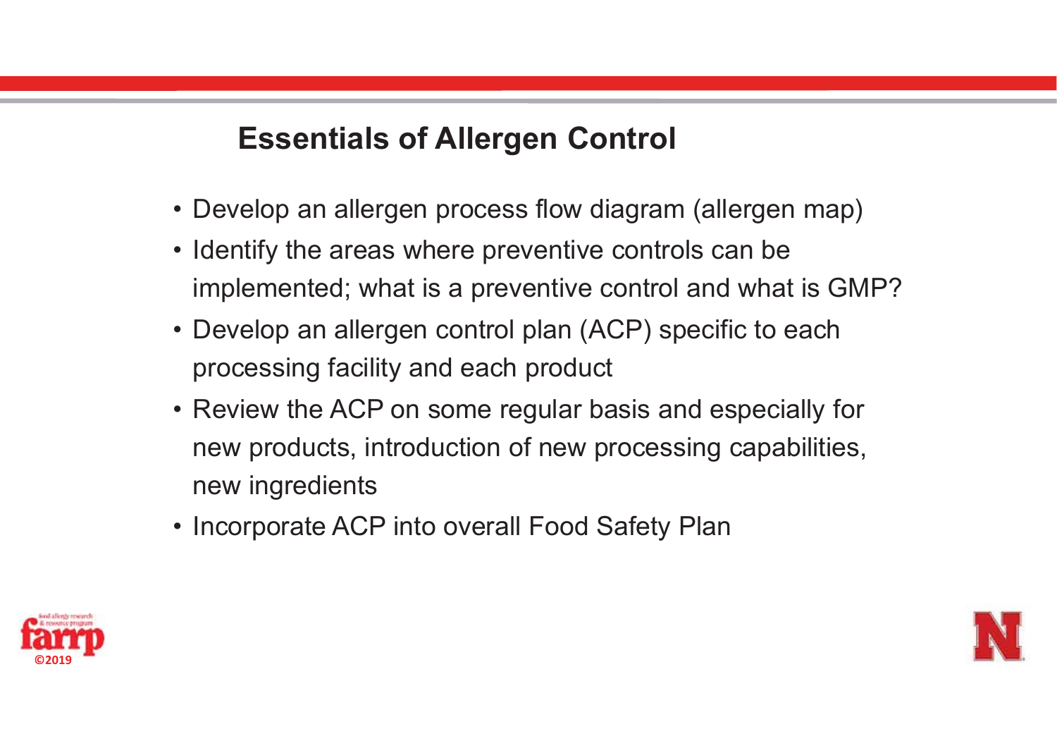## Essentials of Allergen Control

- Develop an allergen process flow diagram (allergen map)
- Identify the areas where preventive controls can be implemented; what is a preventive control and what is GMP?
- Develop an allergen control plan (ACP) specific to each processing facility and each product
- Review the ACP on some regular basis and especially for new products, introduction of new processing capabilities, new ingredients
- Incorporate ACP into overall Food Safety Plan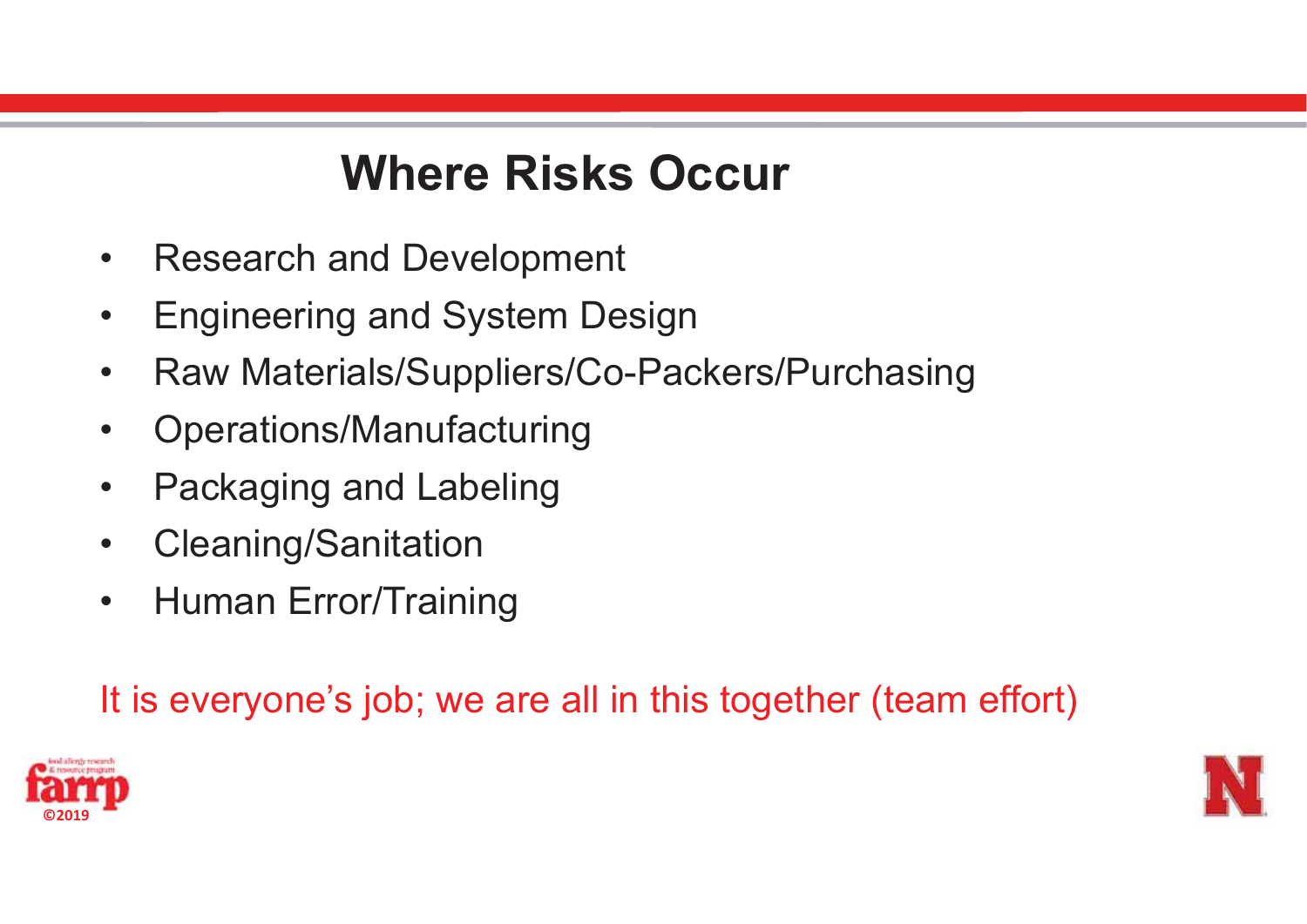# Where Risks Occur

- Research and Development
- Engineering and System Design
- Raw Materials/Suppliers/Co-Packers/Purchasing
- Operations/Manufacturing
- Packaging and Labeling
- Cleaning/Sanitation
- Human Error/Training

It is everyone's job; we are all in this together (team effort)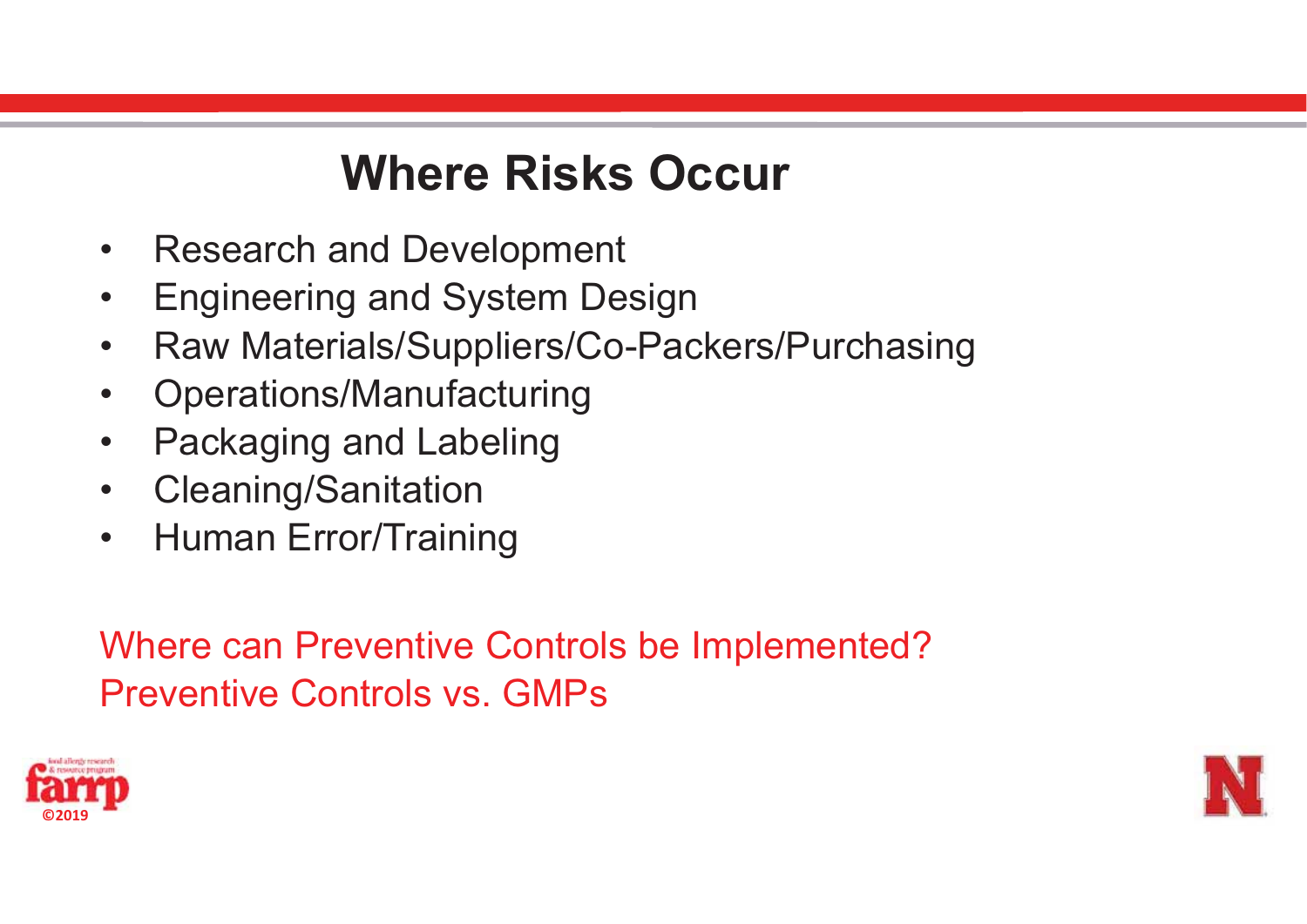# Where Risks Occur

- Research and Development
- Engineering and System Design
- Raw Materials/Suppliers/Co-Packers/Purchasing
- Operations/Manufacturing
- Packaging and Labeling
- Cleaning/Sanitation
- Human Error/Training

Where can Preventive Controls be Implemented?
Preventive Controls vs. GMPs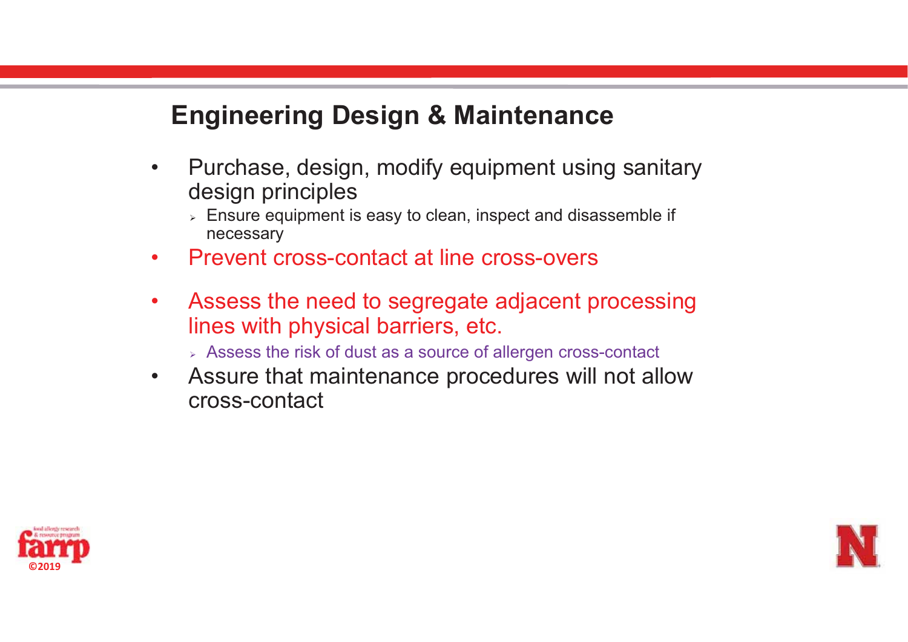## Engineering Design & Maintenance

- Purchase, design, modify equipment using sanitary design principles
  - Ensure equipment is easy to clean, inspect and disassemble if necessary
- Prevent cross-contact at line cross-overs
- Assess the need to segregate adjacent processing lines with physical barriers, etc.
  - Assess the risk of dust as a source of allergen cross-contact
- Assure that maintenance procedures will not allow cross-contact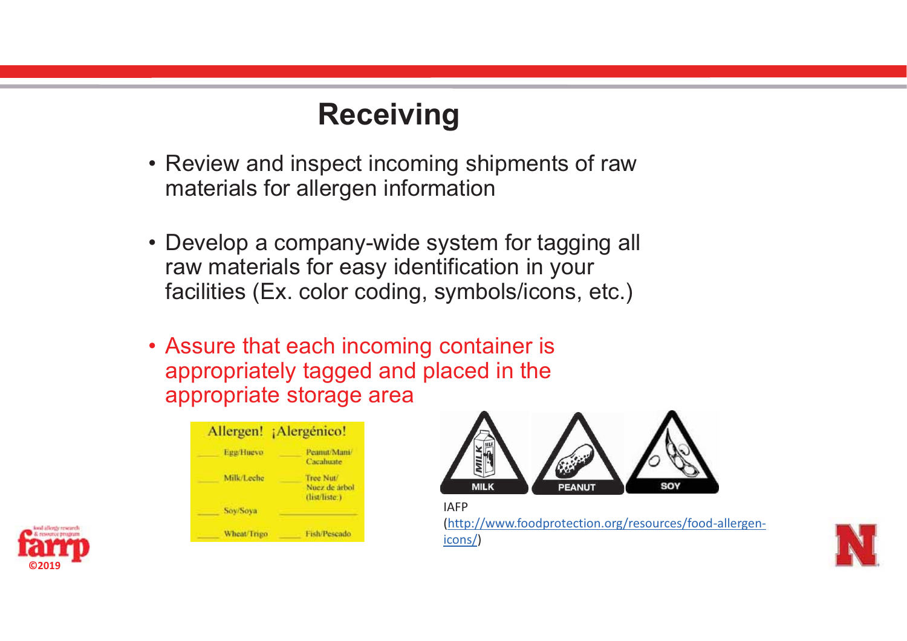# Receiving

- Review and inspect incoming shipments of raw materials for allergen information
- Develop a company-wide system for tagging all raw materials for easy identification in your facilities (Ex. color coding, symbols/icons, etc.)
- Assure that each incoming container is appropriately tagged and placed in the appropriate storage area

Allergen! ¡Alergénico!

| | |
|---|---|
| ____ Egg/Huevo | ____ Peanut/Maní/Cacahuate |
| ____ Milk/Leche | ____ Tree Nut/Nuez de árbol (list/liste:) |
| ____ Soy/Soya | ____________ |
| ____ Wheat/Trigo | ____ Fish/Pescado |

MILK PEANUT SOY

IAFP (http://www.foodprotection.org/resources/food-allergen-icons/)

©2019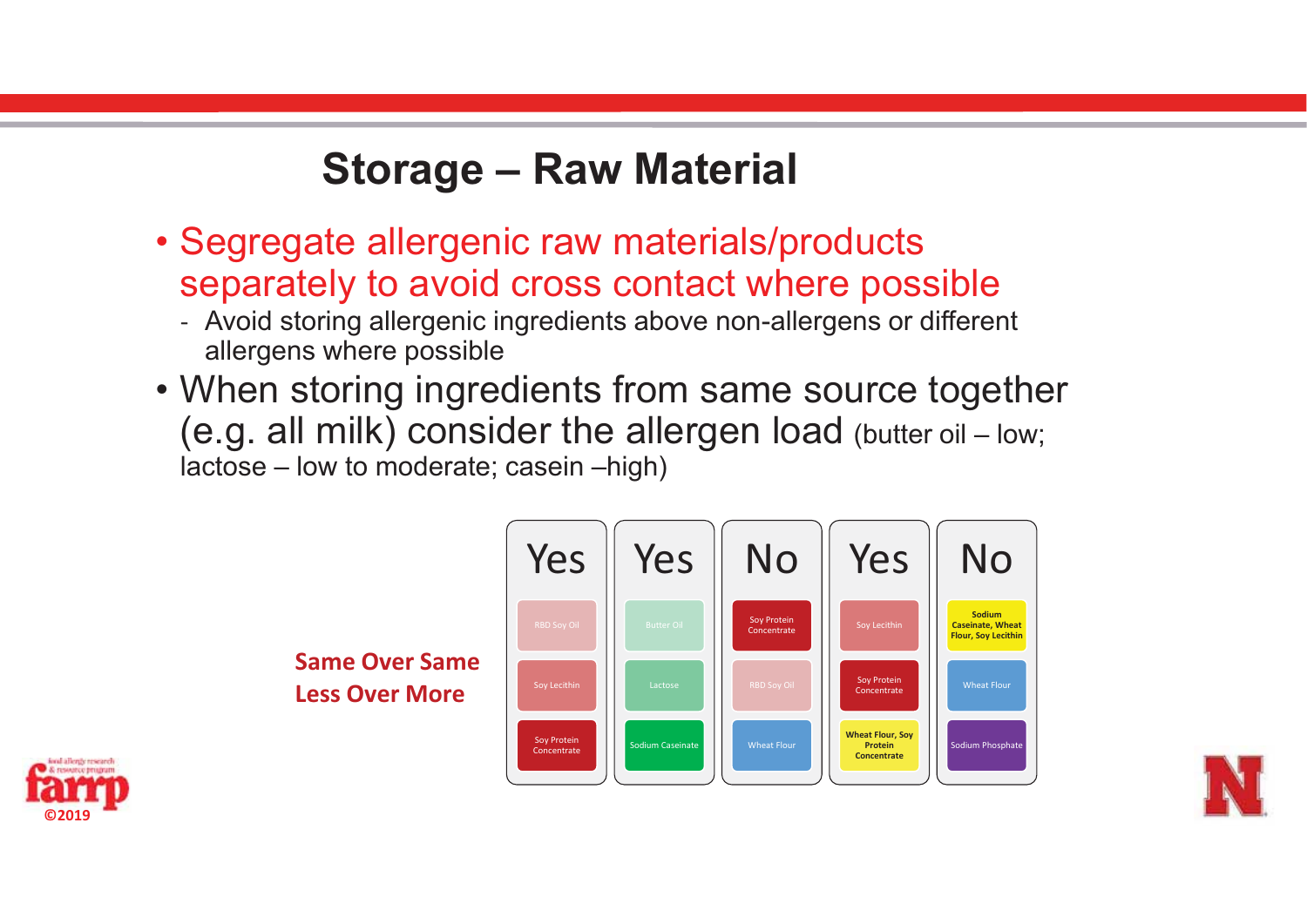# Storage – Raw Material

- Segregate allergenic raw materials/products separately to avoid cross contact where possible
  - Avoid storing allergenic ingredients above non-allergens or different allergens where possible
- When storing ingredients from same source together (e.g. all milk) consider the allergen load (butter oil – low; lactose – low to moderate; casein –high)

**Same Over Same**
**Less Over More**

| Yes | Yes | No | Yes | No |
|---|---|---|---|---|
| RBD Soy Oil | Butter Oil | Soy Protein Concentrate | Soy Lecithin | Sodium Caseinate, Wheat Flour, Soy Lecithin |
| Soy Lecithin | Lactose | RBD Soy Oil | Soy Protein Concentrate | Wheat Flour |
| Soy Protein Concentrate | Sodium Caseinate | Wheat Flour | Wheat Flour, Soy Protein Concentrate | Sodium Phosphate |

©2019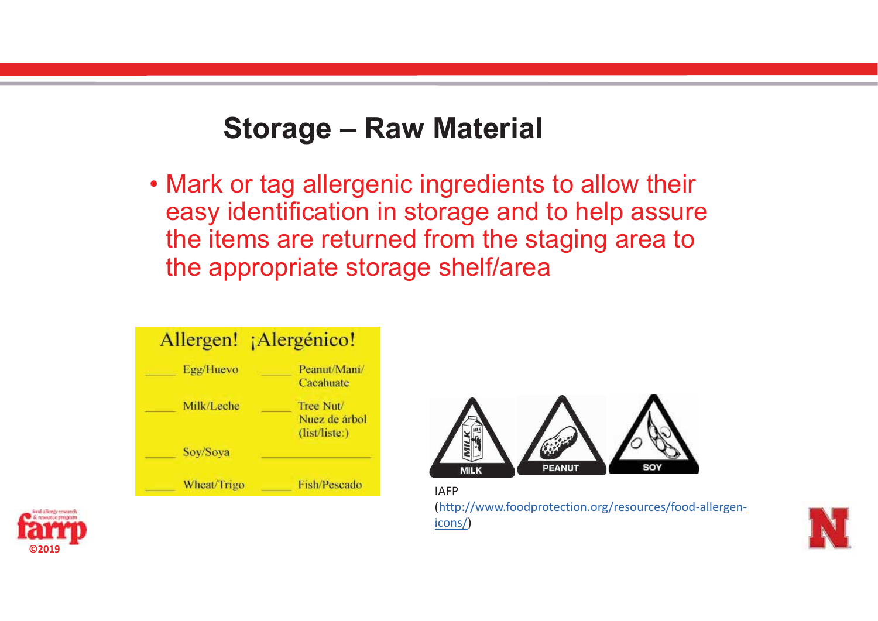## Storage – Raw Material

- Mark or tag allergenic ingredients to allow their easy identification in storage and to help assure the items are returned from the staging area to the appropriate storage shelf/area

Allergen! ¡Alergénico!

| | | | |
|---|---|---|---|
| _____ | Egg/Huevo | _____ | Peanut/Mani/ Cacahuate |
| _____ | Milk/Leche | _____ | Tree Nut/ Nuez de árbol (list/liste:) |
| _____ | Soy/Soya | _____ | |
| _____ | Wheat/Trigo | _____ | Fish/Pescado |

MILK PEANUT SOY

IAFP (http://www.foodprotection.org/resources/food-allergen-icons/)

©2019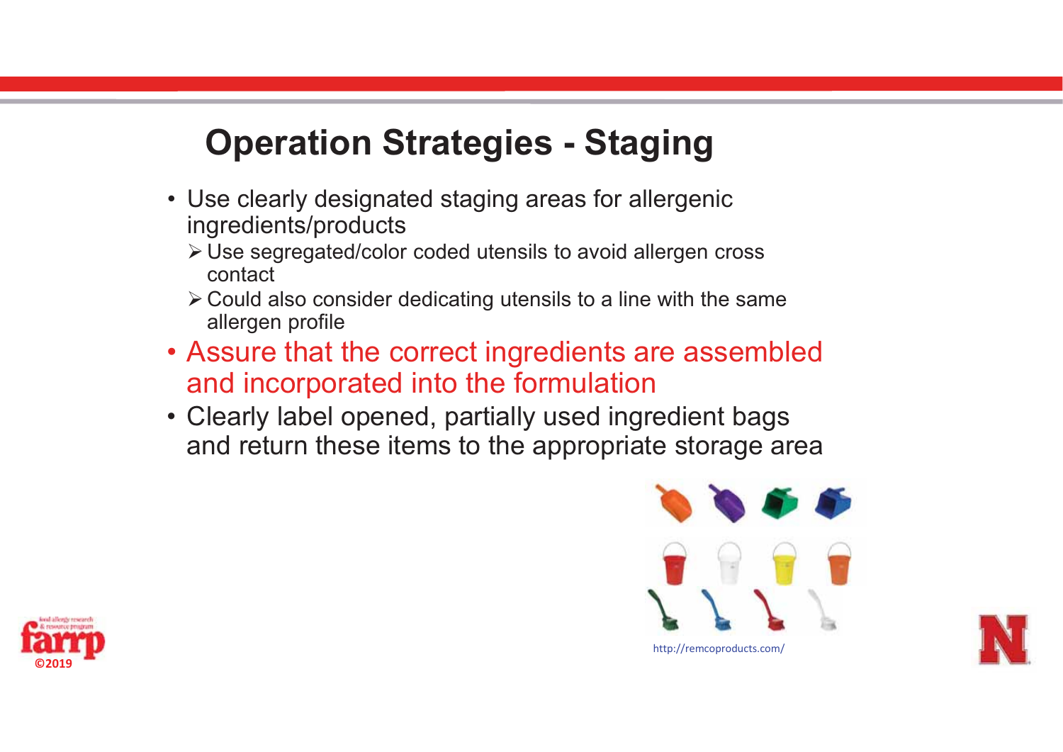# Operation Strategies - Staging

- Use clearly designated staging areas for allergenic ingredients/products
  - Use segregated/color coded utensils to avoid allergen cross contact
  - Could also consider dedicating utensils to a line with the same allergen profile
- Assure that the correct ingredients are assembled and incorporated into the formulation
- Clearly label opened, partially used ingredient bags and return these items to the appropriate storage area

http://remcoproducts.com/

©2019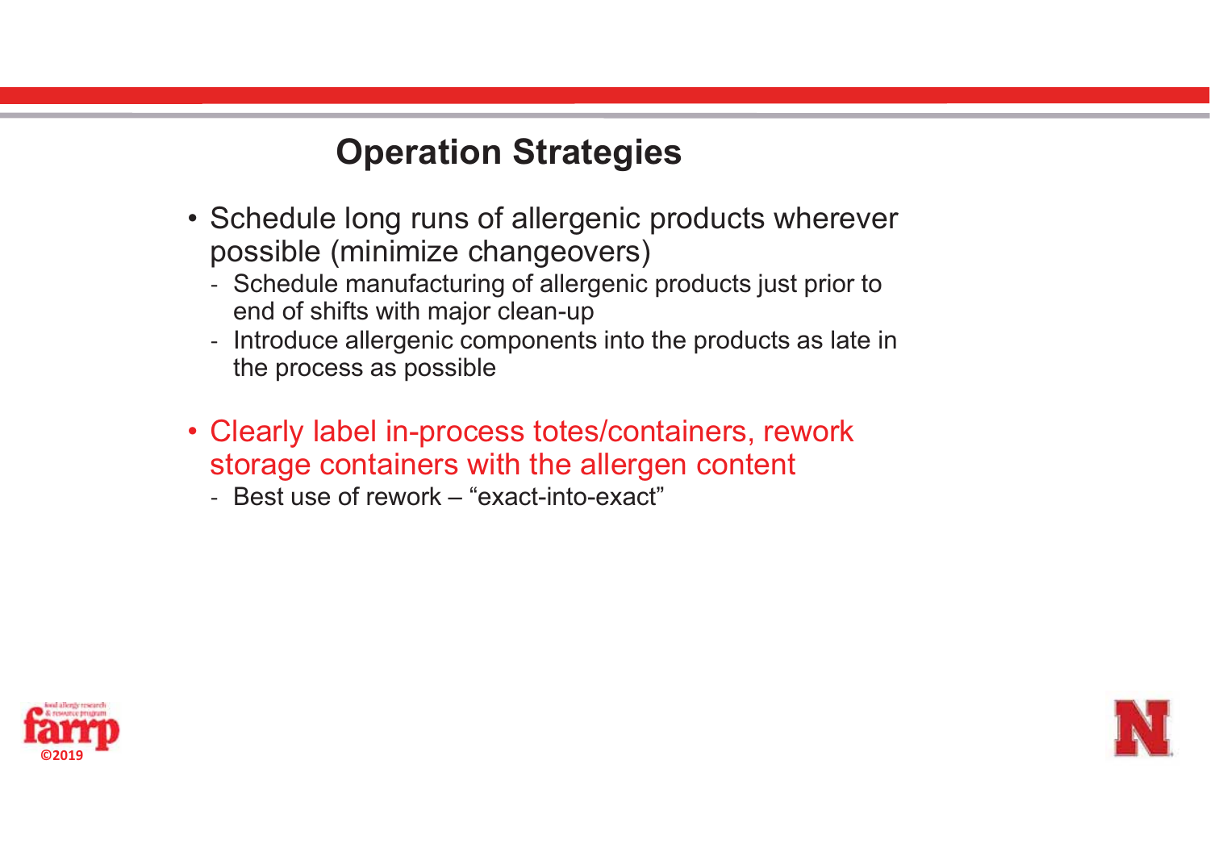# Operation Strategies

- Schedule long runs of allergenic products wherever possible (minimize changeovers)
  - Schedule manufacturing of allergenic products just prior to end of shifts with major clean-up
  - Introduce allergenic components into the products as late in the process as possible
- Clearly label in-process totes/containers, rework storage containers with the allergen content
  - Best use of rework – "exact-into-exact"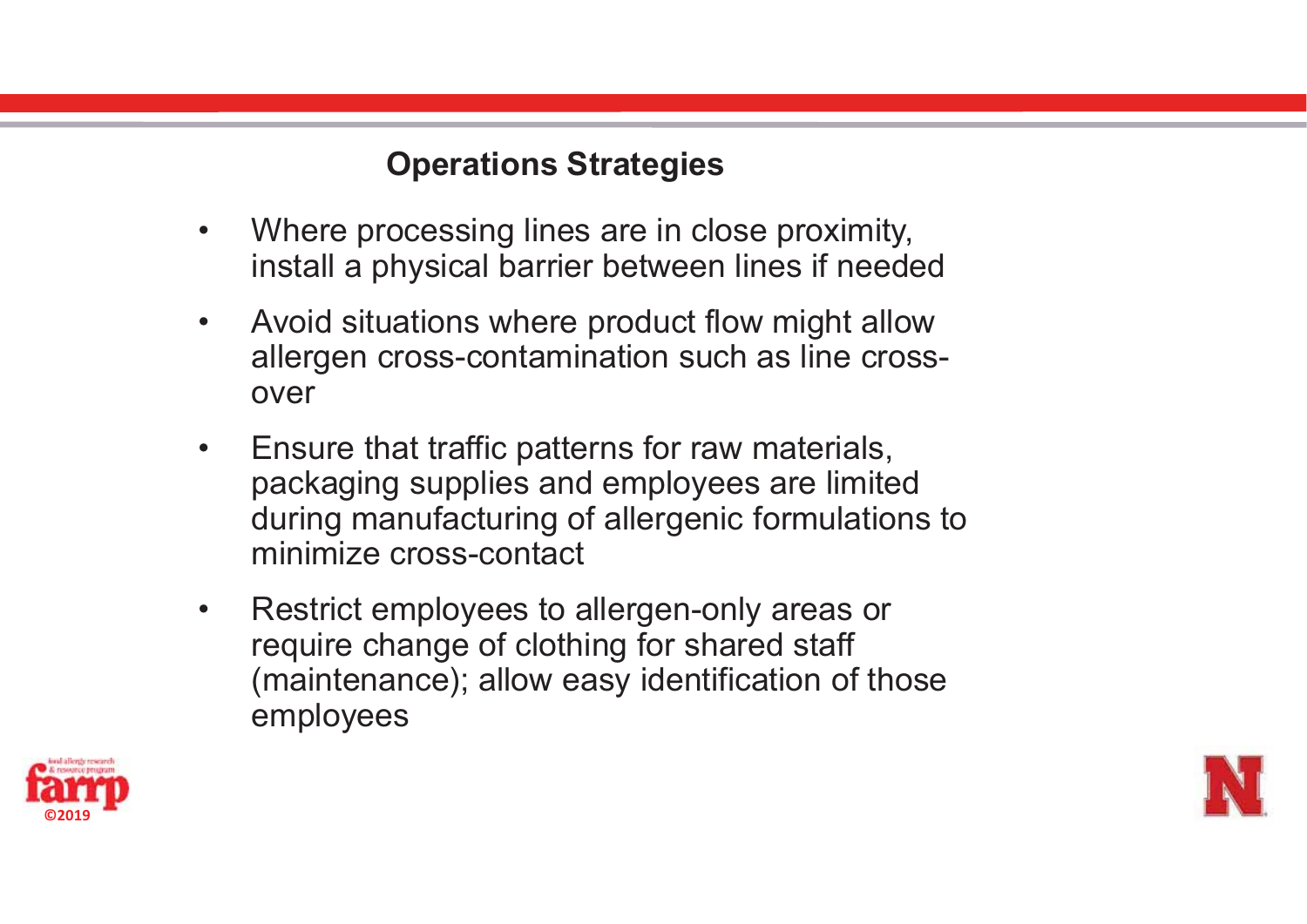## Operations Strategies

- Where processing lines are in close proximity, install a physical barrier between lines if needed
- Avoid situations where product flow might allow allergen cross-contamination such as line cross-over
- Ensure that traffic patterns for raw materials, packaging supplies and employees are limited during manufacturing of allergenic formulations to minimize cross-contact
- Restrict employees to allergen-only areas or require change of clothing for shared staff (maintenance); allow easy identification of those employees

©2019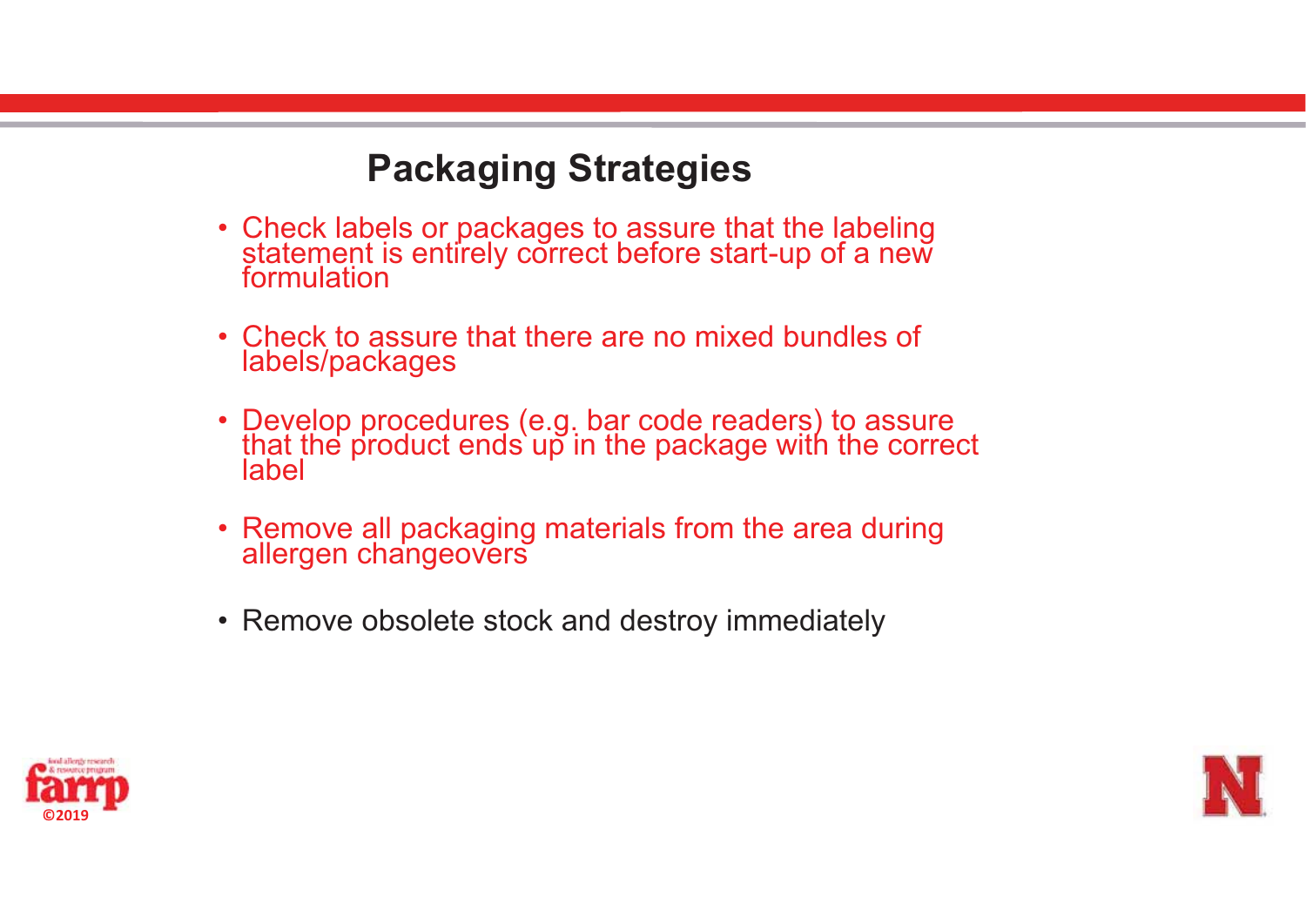## Packaging Strategies

- Check labels or packages to assure that the labeling statement is entirely correct before start-up of a new formulation
- Check to assure that there are no mixed bundles of labels/packages
- Develop procedures (e.g. bar code readers) to assure that the product ends up in the package with the correct label
- Remove all packaging materials from the area during allergen changeovers
- Remove obsolete stock and destroy immediately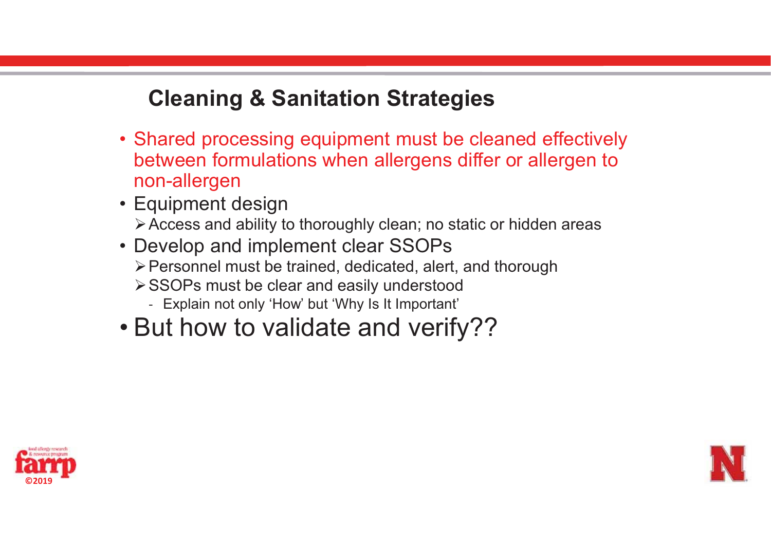## Cleaning & Sanitation Strategies

- Shared processing equipment must be cleaned effectively between formulations when allergens differ or allergen to non-allergen
- Equipment design
  - Access and ability to thoroughly clean; no static or hidden areas
- Develop and implement clear SSOPs
  - Personnel must be trained, dedicated, alert, and thorough
  - SSOPs must be clear and easily understood
    - Explain not only 'How' but 'Why Is It Important'
- But how to validate and verify??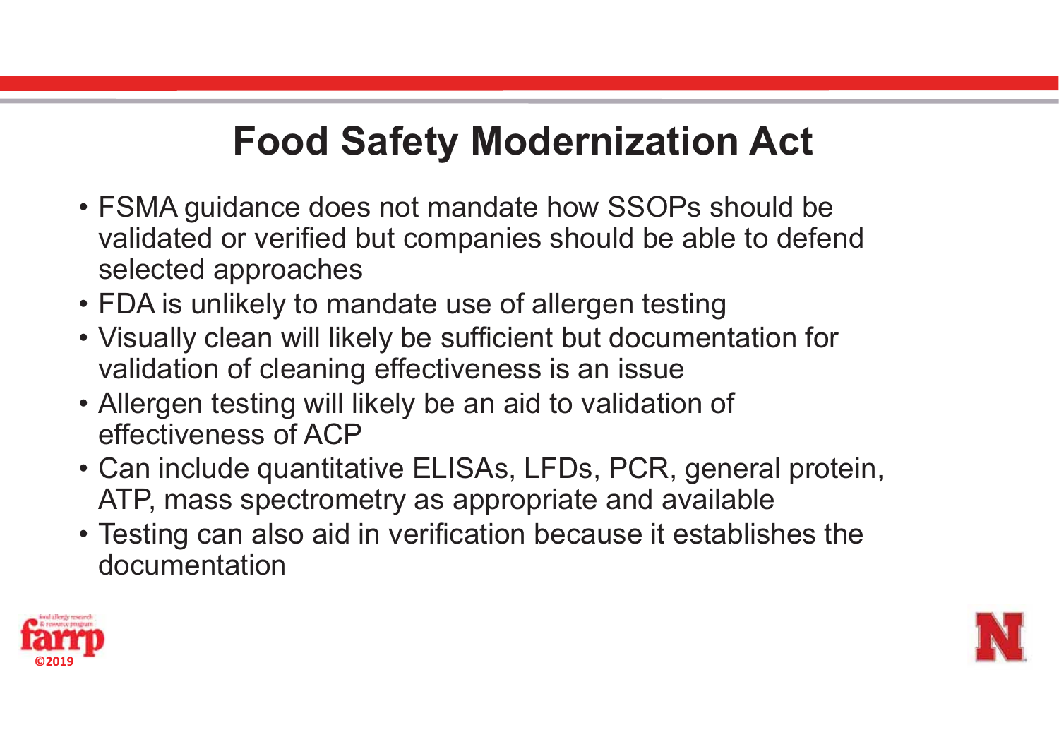# Food Safety Modernization Act

- FSMA guidance does not mandate how SSOPs should be validated or verified but companies should be able to defend selected approaches
- FDA is unlikely to mandate use of allergen testing
- Visually clean will likely be sufficient but documentation for validation of cleaning effectiveness is an issue
- Allergen testing will likely be an aid to validation of effectiveness of ACP
- Can include quantitative ELISAs, LFDs, PCR, general protein, ATP, mass spectrometry as appropriate and available
- Testing can also aid in verification because it establishes the documentation

©2019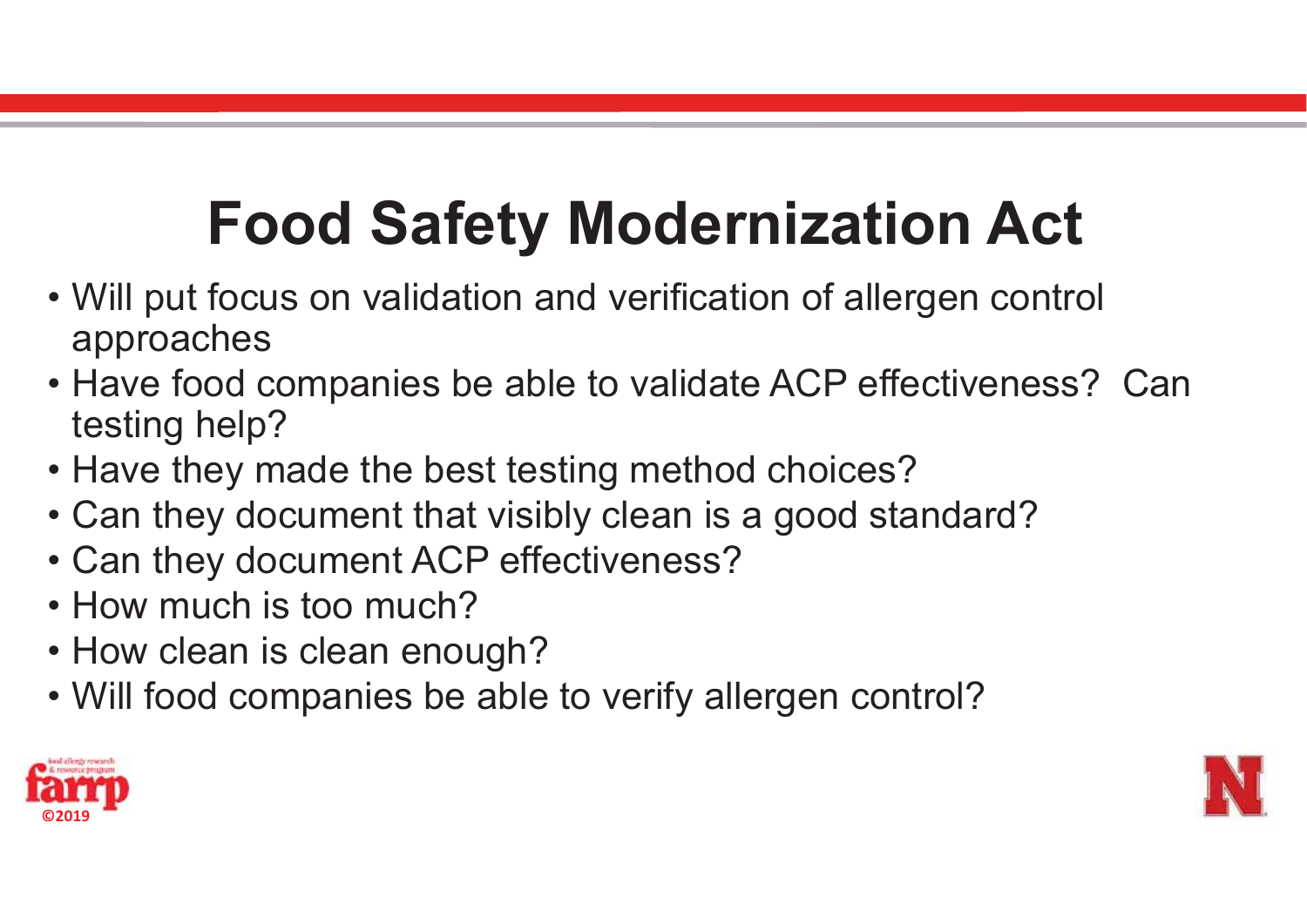# Food Safety Modernization Act

- Will put focus on validation and verification of allergen control approaches
- Have food companies be able to validate ACP effectiveness? Can testing help?
- Have they made the best testing method choices?
- Can they document that visibly clean is a good standard?
- Can they document ACP effectiveness?
- How much is too much?
- How clean is clean enough?
- Will food companies be able to verify allergen control?

©2019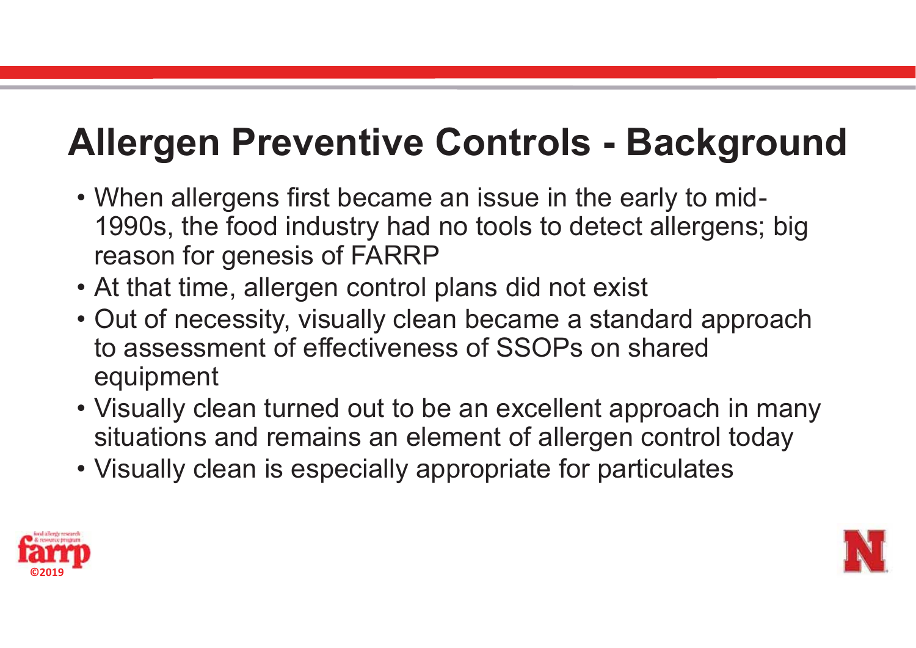# Allergen Preventive Controls - Background

- When allergens first became an issue in the early to mid-1990s, the food industry had no tools to detect allergens; big reason for genesis of FARRP
- At that time, allergen control plans did not exist
- Out of necessity, visually clean became a standard approach to assessment of effectiveness of SSOPs on shared equipment
- Visually clean turned out to be an excellent approach in many situations and remains an element of allergen control today
- Visually clean is especially appropriate for particulates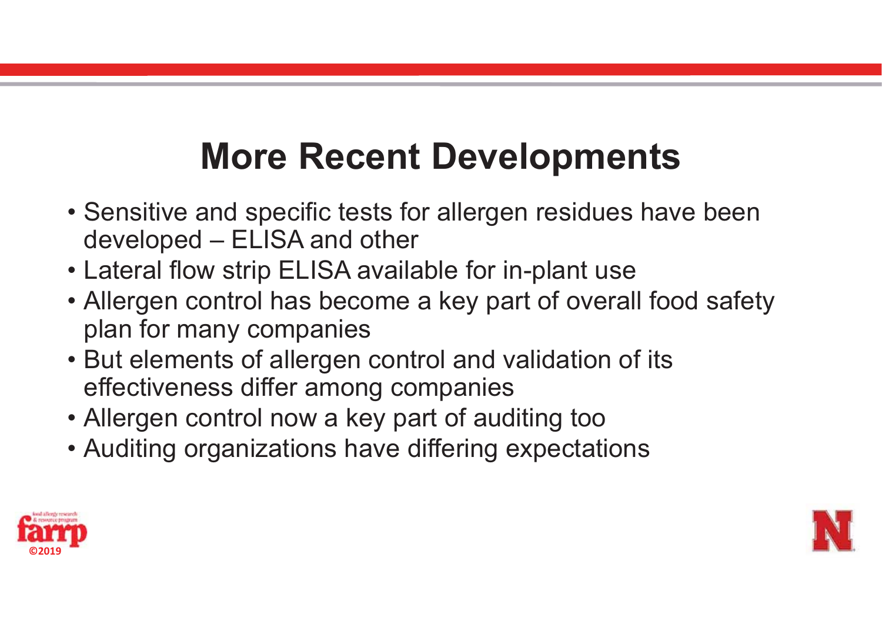# More Recent Developments

- Sensitive and specific tests for allergen residues have been developed – ELISA and other
- Lateral flow strip ELISA available for in-plant use
- Allergen control has become a key part of overall food safety plan for many companies
- But elements of allergen control and validation of its effectiveness differ among companies
- Allergen control now a key part of auditing too
- Auditing organizations have differing expectations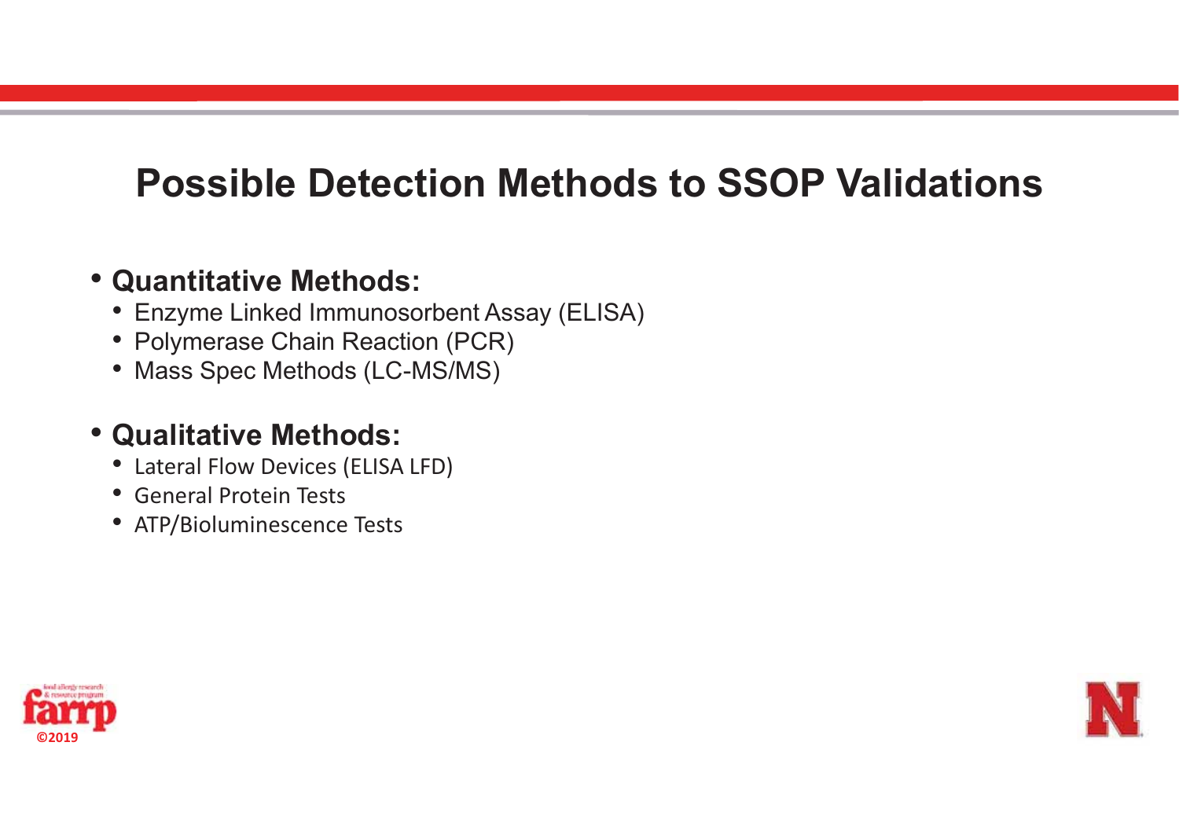# Possible Detection Methods to SSOP Validations

- **Quantitative Methods:**
  - Enzyme Linked Immunosorbent Assay (ELISA)
  - Polymerase Chain Reaction (PCR)
  - Mass Spec Methods (LC-MS/MS)

- **Qualitative Methods:**
  - Lateral Flow Devices (ELISA LFD)
  - General Protein Tests
  - ATP/Bioluminescence Tests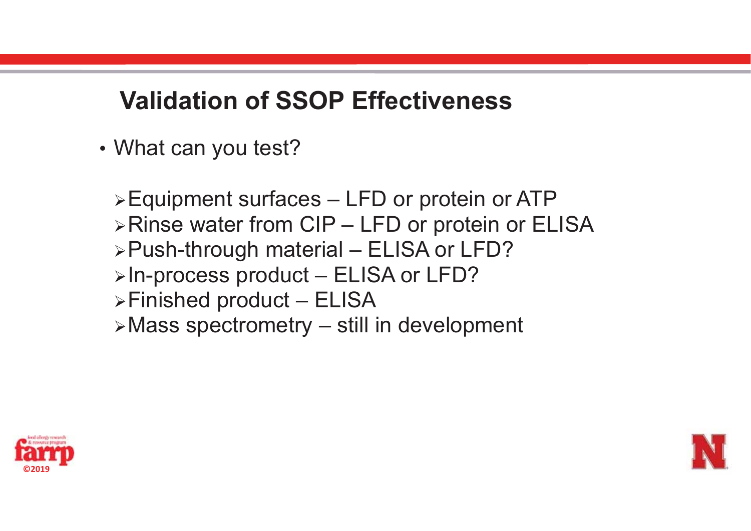# Validation of SSOP Effectiveness

- What can you test?
  - Equipment surfaces – LFD or protein or ATP
  - Rinse water from CIP – LFD or protein or ELISA
  - Push-through material – ELISA or LFD?
  - In-process product – ELISA or LFD?
  - Finished product – ELISA
  - Mass spectrometry – still in development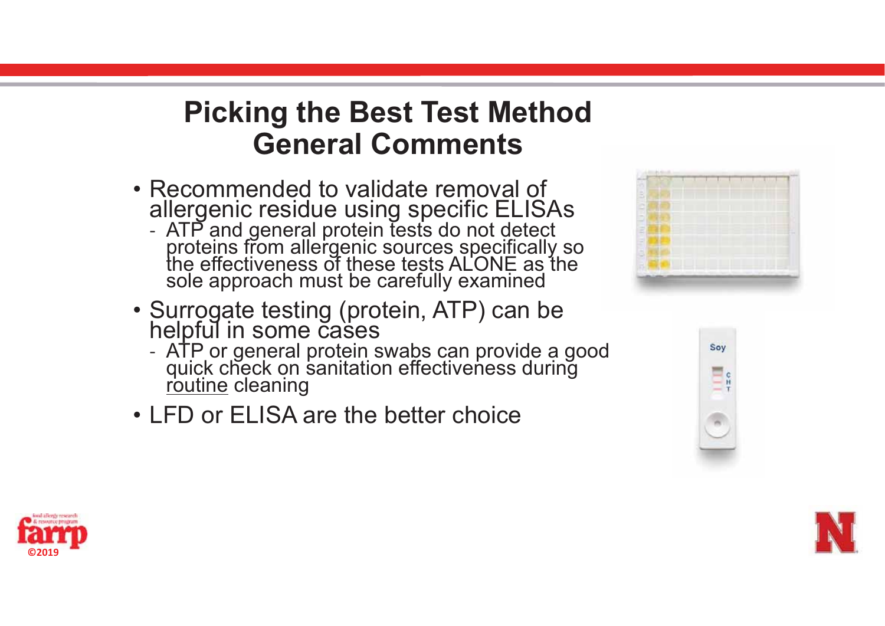# Picking the Best Test Method
## General Comments

- Recommended to validate removal of allergenic residue using specific ELISAs
  - ATP and general protein tests do not detect proteins from allergenic sources specifically so the effectiveness of these tests ALONE as the sole approach must be carefully examined
- Surrogate testing (protein, ATP) can be helpful in some cases
  - ATP or general protein swabs can provide a good quick check on sanitation effectiveness during <u>routine</u> cleaning
- LFD or ELISA are the better choice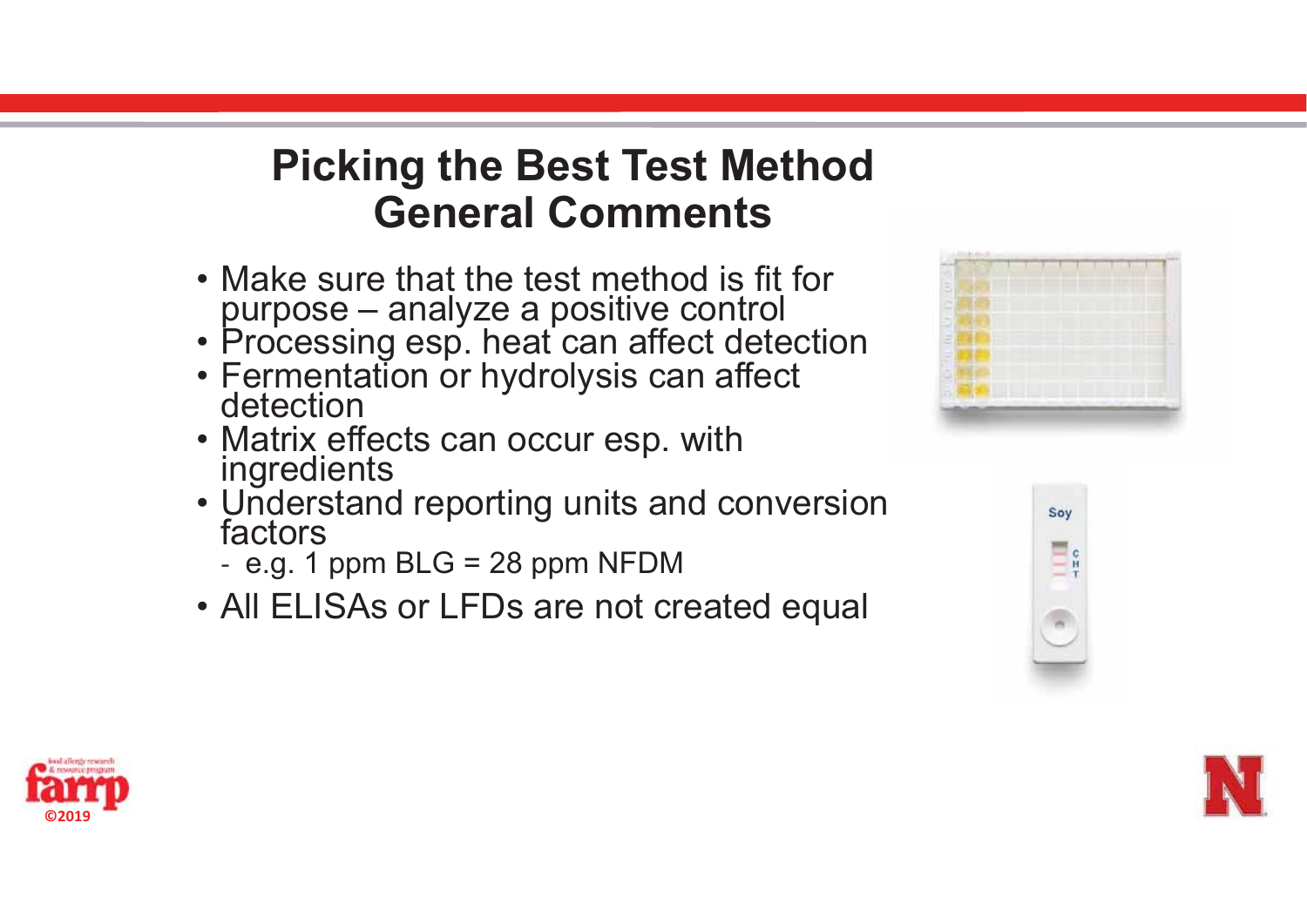# Picking the Best Test Method
## General Comments

- Make sure that the test method is fit for purpose – analyze a positive control
- Processing esp. heat can affect detection
- Fermentation or hydrolysis can affect detection
- Matrix effects can occur esp. with ingredients
- Understand reporting units and conversion factors
  - e.g. 1 ppm BLG = 28 ppm NFDM
- All ELISAs or LFDs are not created equal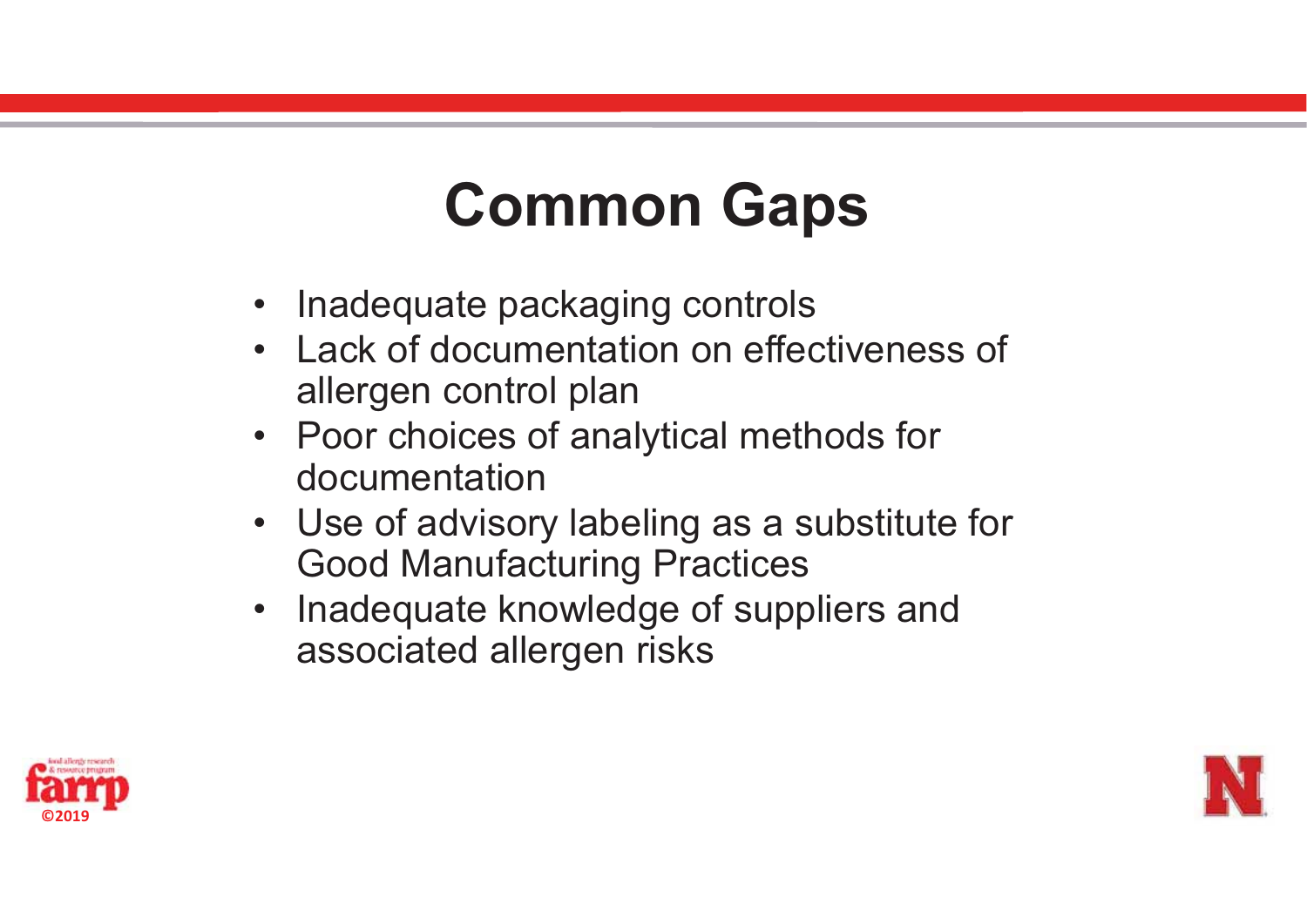# Common Gaps

- Inadequate packaging controls
- Lack of documentation on effectiveness of allergen control plan
- Poor choices of analytical methods for documentation
- Use of advisory labeling as a substitute for Good Manufacturing Practices
- Inadequate knowledge of suppliers and associated allergen risks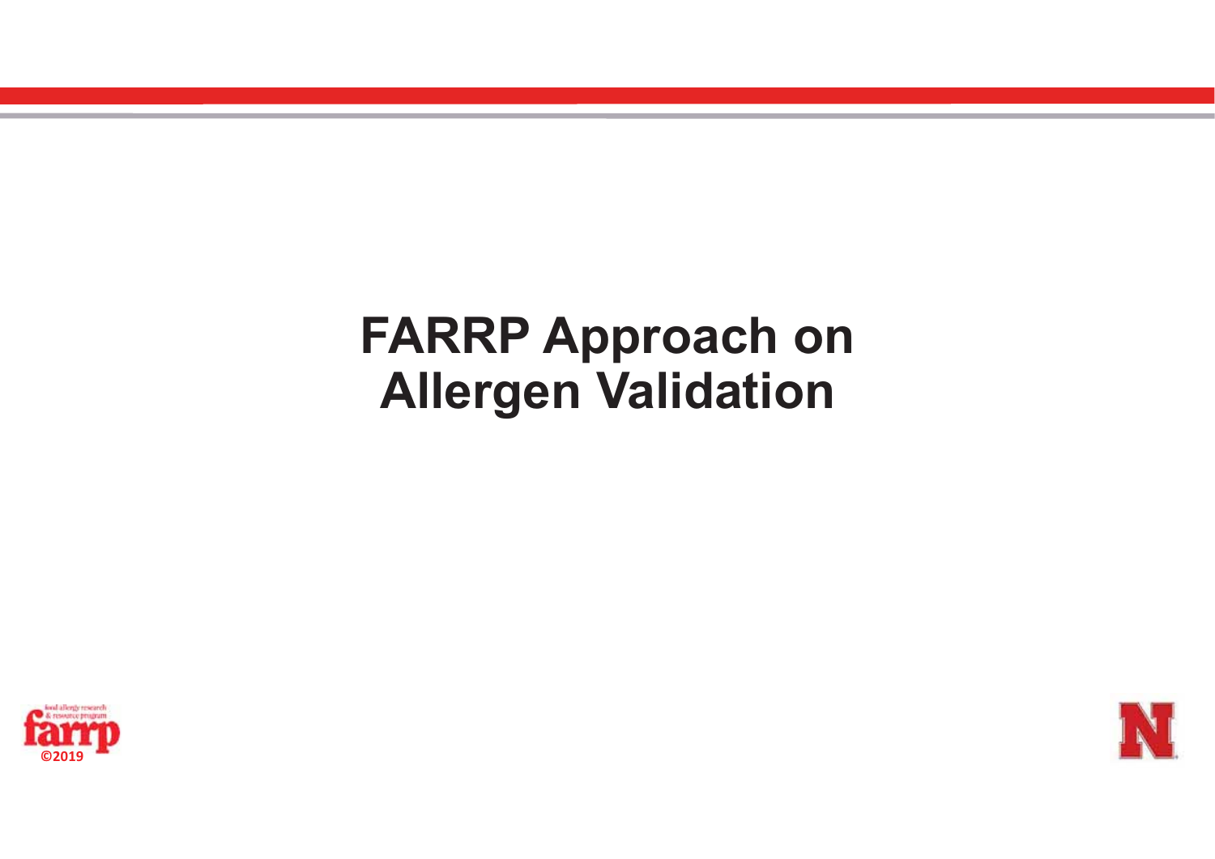# FARRP Approach on Allergen Validation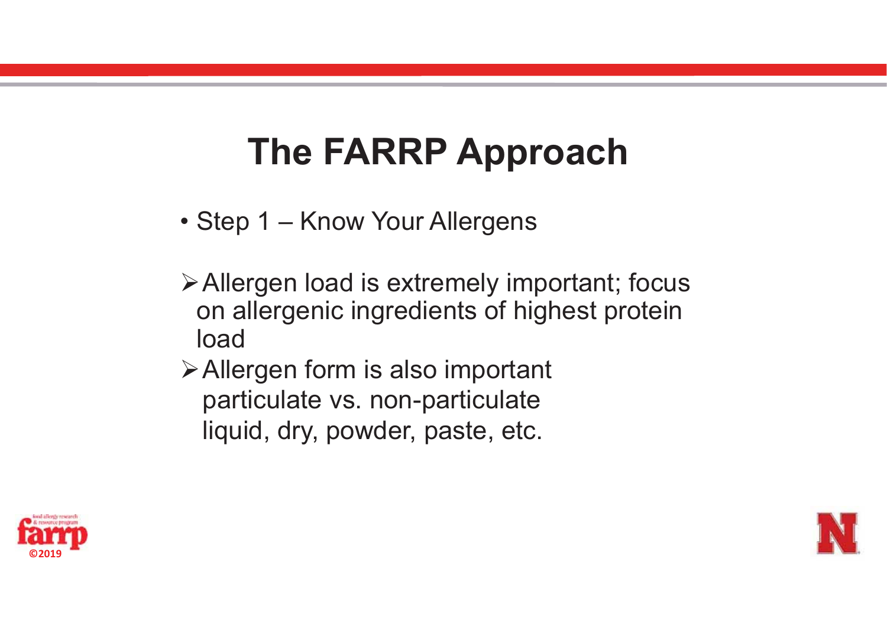# The FARRP Approach

- Step 1 – Know Your Allergens

- Allergen load is extremely important; focus on allergenic ingredients of highest protein load
- Allergen form is also important
  particulate vs. non-particulate
  liquid, dry, powder, paste, etc.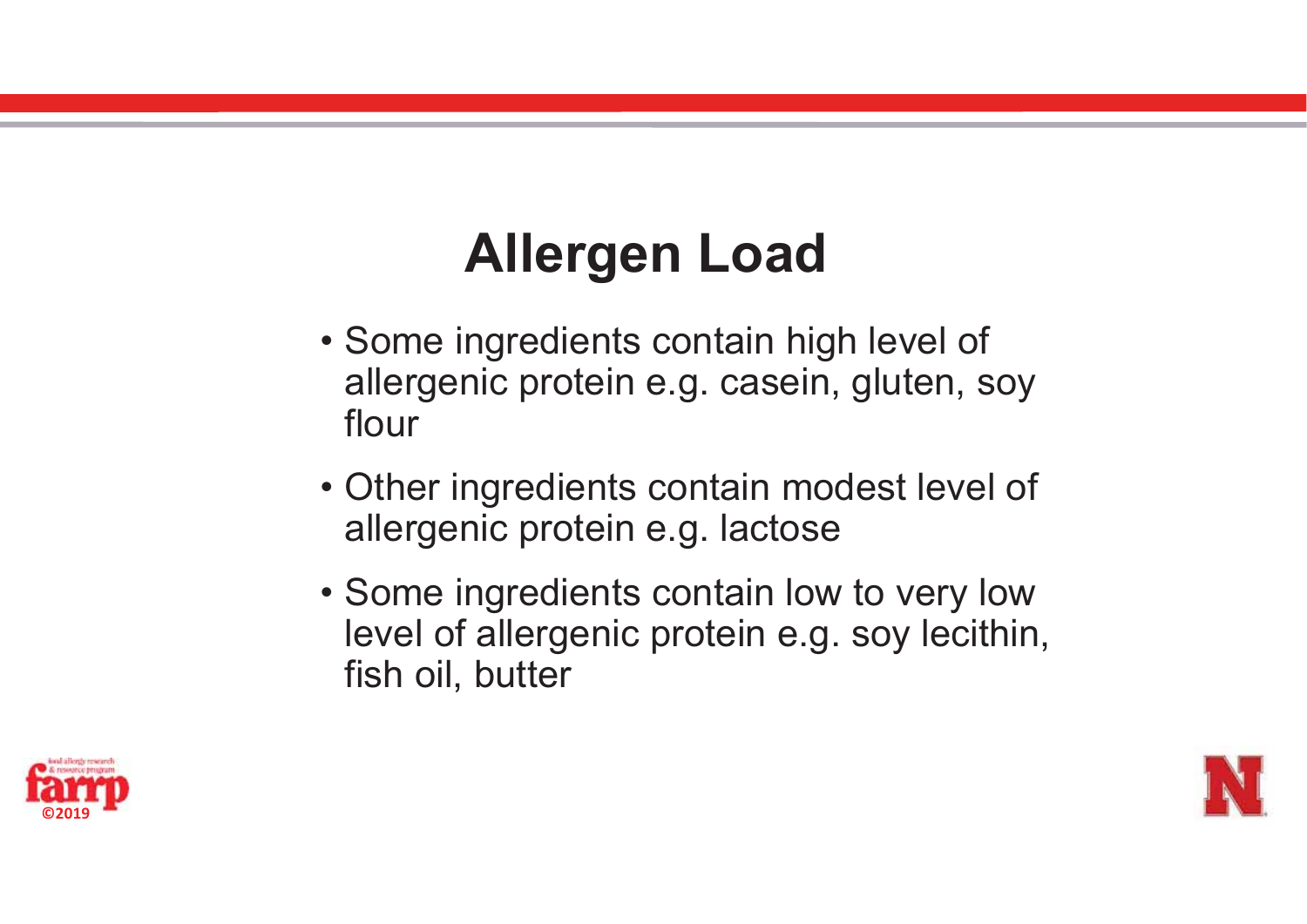# Allergen Load

- Some ingredients contain high level of allergenic protein e.g. casein, gluten, soy flour
- Other ingredients contain modest level of allergenic protein e.g. lactose
- Some ingredients contain low to very low level of allergenic protein e.g. soy lecithin, fish oil, butter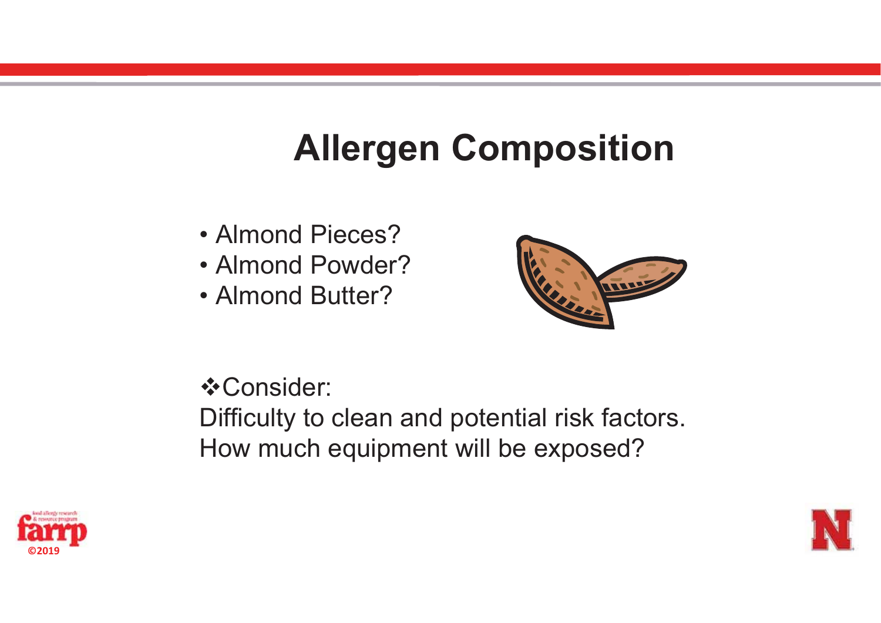# Allergen Composition

- Almond Pieces?
- Almond Powder?
- Almond Butter?

❖Consider:
Difficulty to clean and potential risk factors.
How much equipment will be exposed?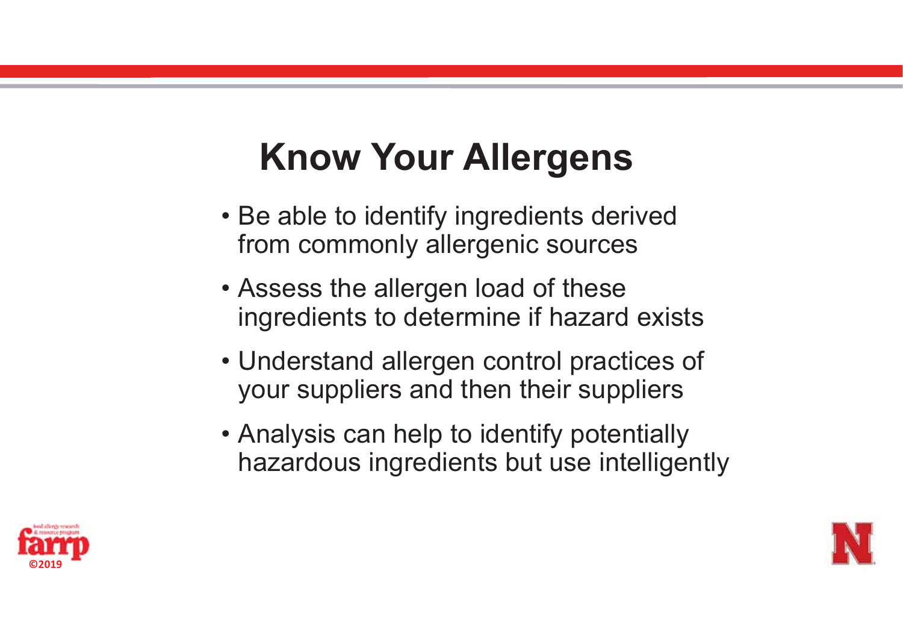# Know Your Allergens

- Be able to identify ingredients derived from commonly allergenic sources
- Assess the allergen load of these ingredients to determine if hazard exists
- Understand allergen control practices of your suppliers and then their suppliers
- Analysis can help to identify potentially hazardous ingredients but use intelligently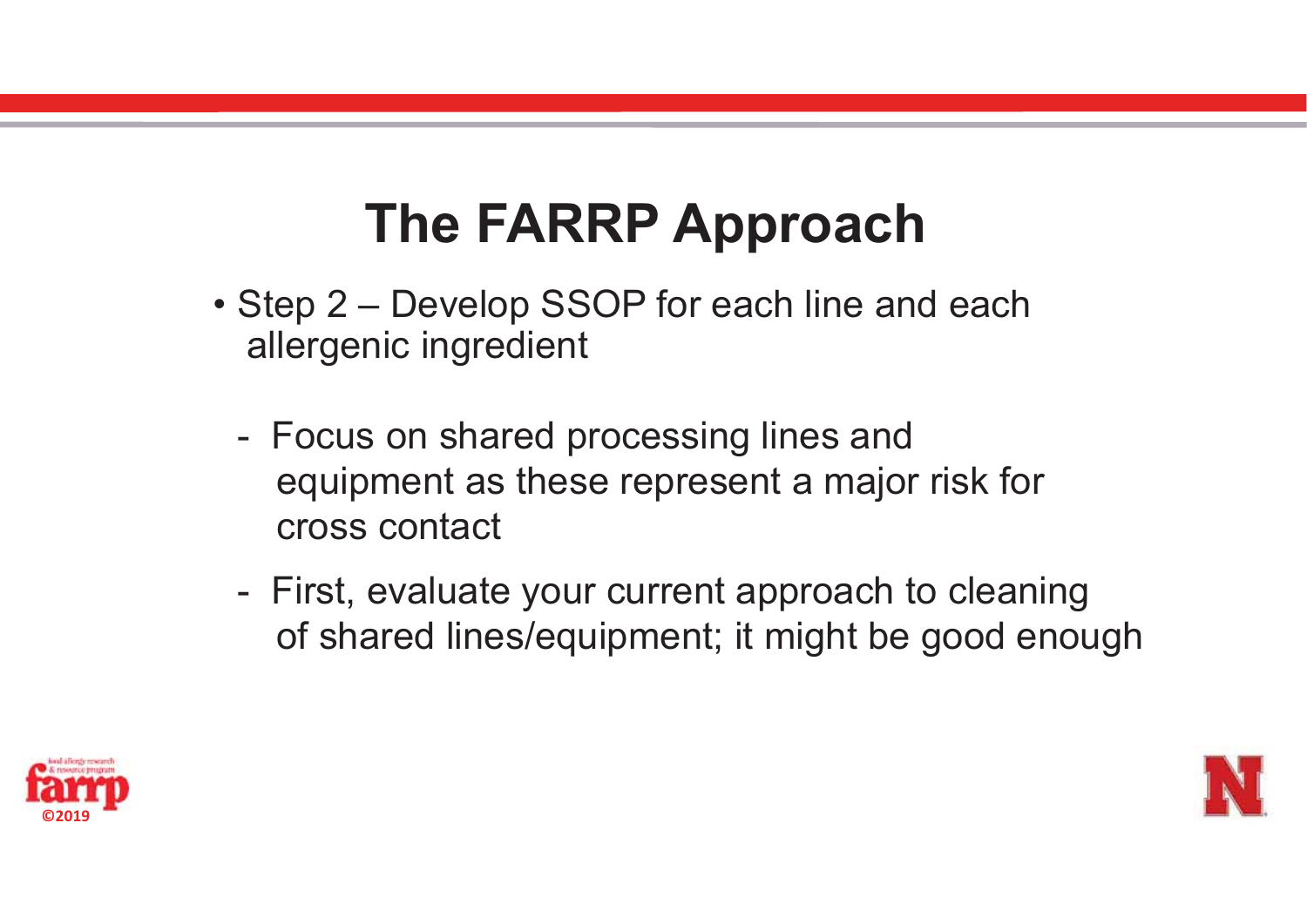# The FARRP Approach

- Step 2 – Develop SSOP for each line and each allergenic ingredient
  - Focus on shared processing lines and equipment as these represent a major risk for cross contact
  - First, evaluate your current approach to cleaning of shared lines/equipment; it might be good enough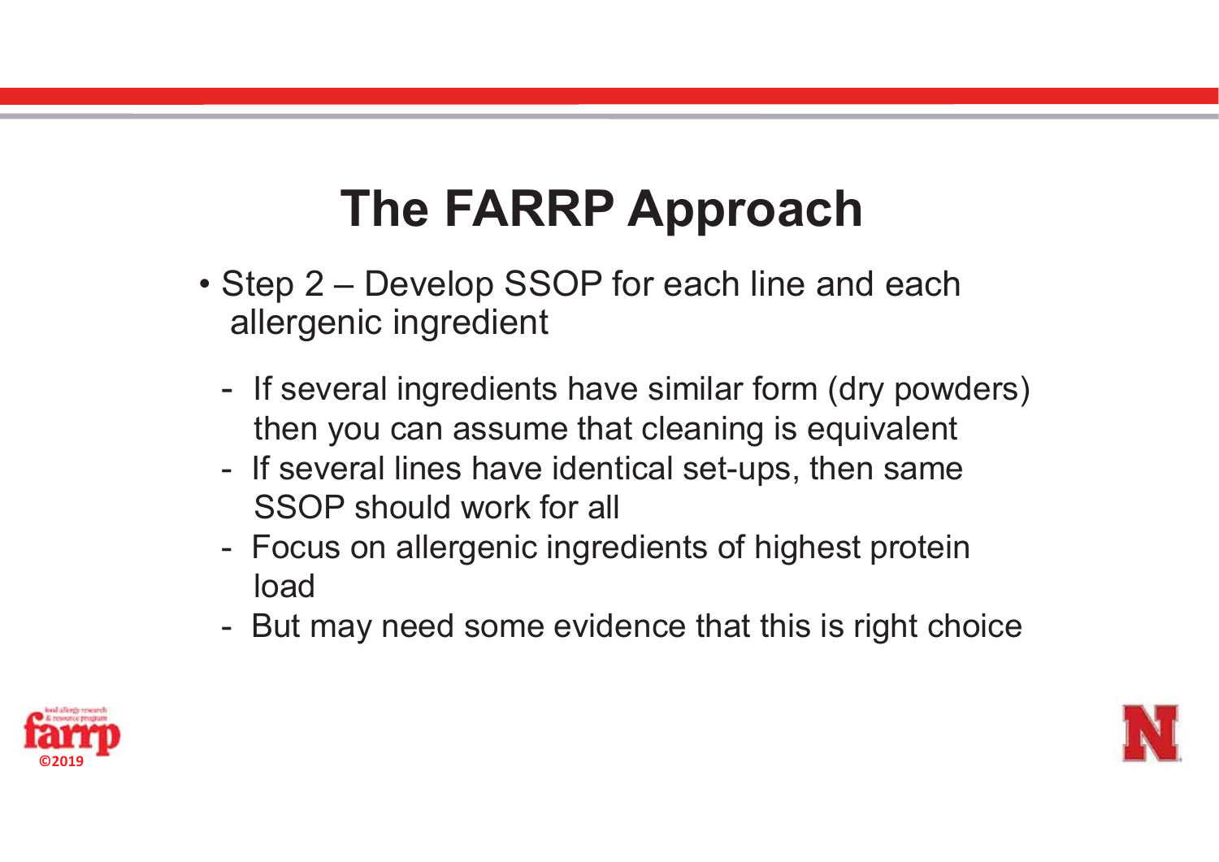# The FARRP Approach

- Step 2 – Develop SSOP for each line and each allergenic ingredient
  - If several ingredients have similar form (dry powders) then you can assume that cleaning is equivalent
  - If several lines have identical set-ups, then same SSOP should work for all
  - Focus on allergenic ingredients of highest protein load
  - But may need some evidence that this is right choice

©2019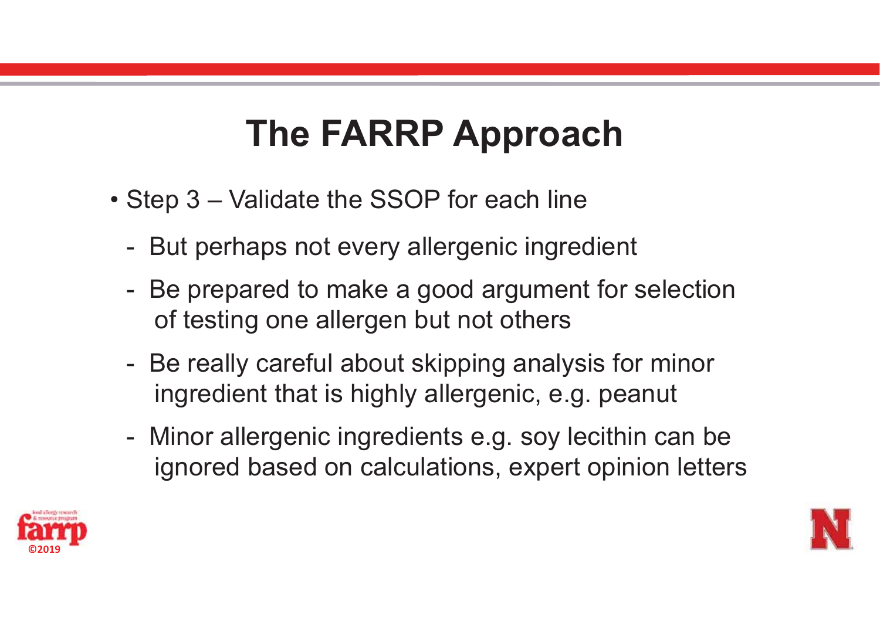# The FARRP Approach

- Step 3 – Validate the SSOP for each line
  - But perhaps not every allergenic ingredient
  - Be prepared to make a good argument for selection of testing one allergen but not others
  - Be really careful about skipping analysis for minor ingredient that is highly allergenic, e.g. peanut
  - Minor allergenic ingredients e.g. soy lecithin can be ignored based on calculations, expert opinion letters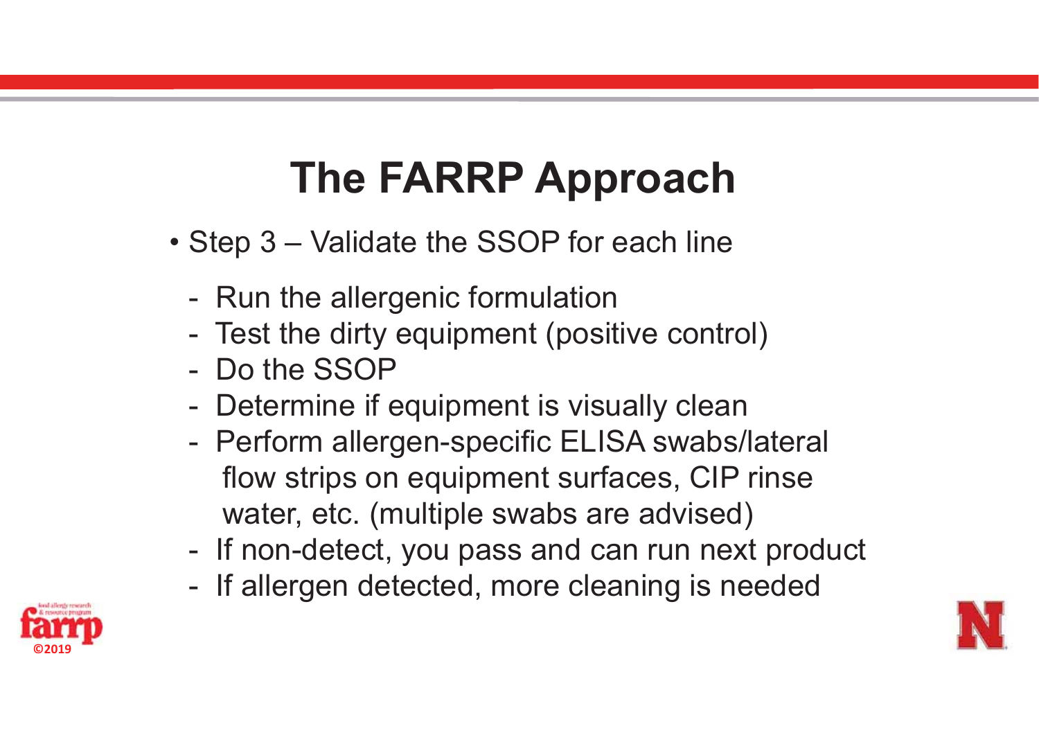# The FARRP Approach

- Step 3 – Validate the SSOP for each line
  - Run the allergenic formulation
  - Test the dirty equipment (positive control)
  - Do the SSOP
  - Determine if equipment is visually clean
  - Perform allergen-specific ELISA swabs/lateral flow strips on equipment surfaces, CIP rinse water, etc. (multiple swabs are advised)
  - If non-detect, you pass and can run next product
  - If allergen detected, more cleaning is needed

©2019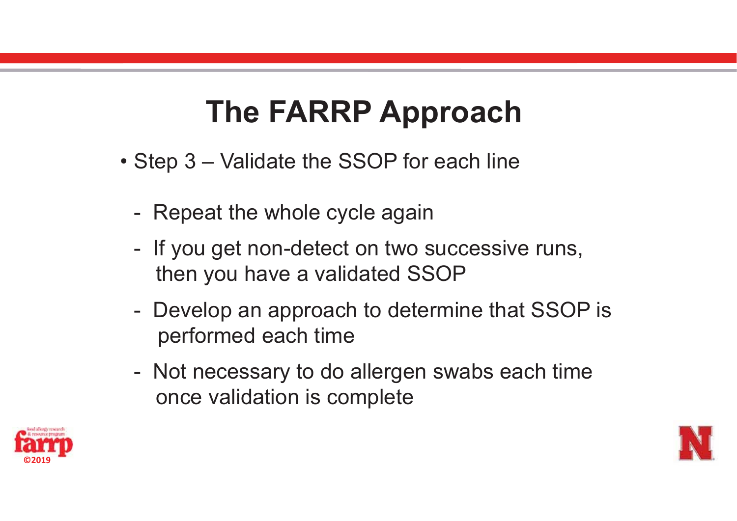# The FARRP Approach

- Step 3 – Validate the SSOP for each line
  - Repeat the whole cycle again
  - If you get non-detect on two successive runs, then you have a validated SSOP
  - Develop an approach to determine that SSOP is performed each time
  - Not necessary to do allergen swabs each time once validation is complete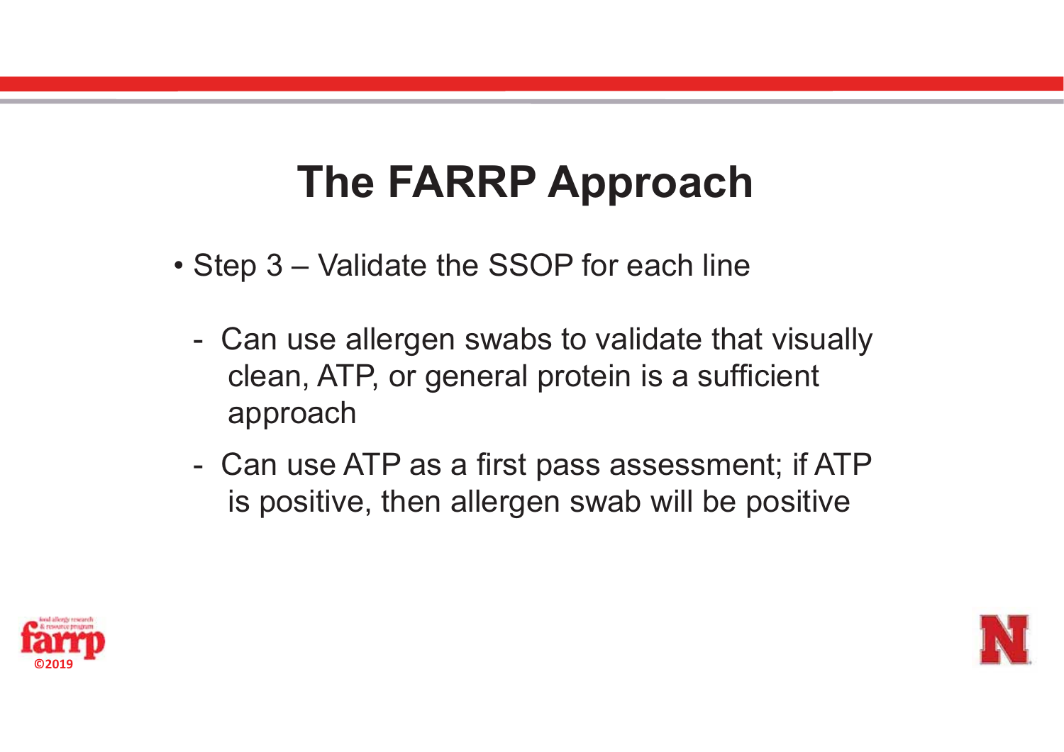# The FARRP Approach

- Step 3 – Validate the SSOP for each line
  - Can use allergen swabs to validate that visually clean, ATP, or general protein is a sufficient approach
  - Can use ATP as a first pass assessment; if ATP is positive, then allergen swab will be positive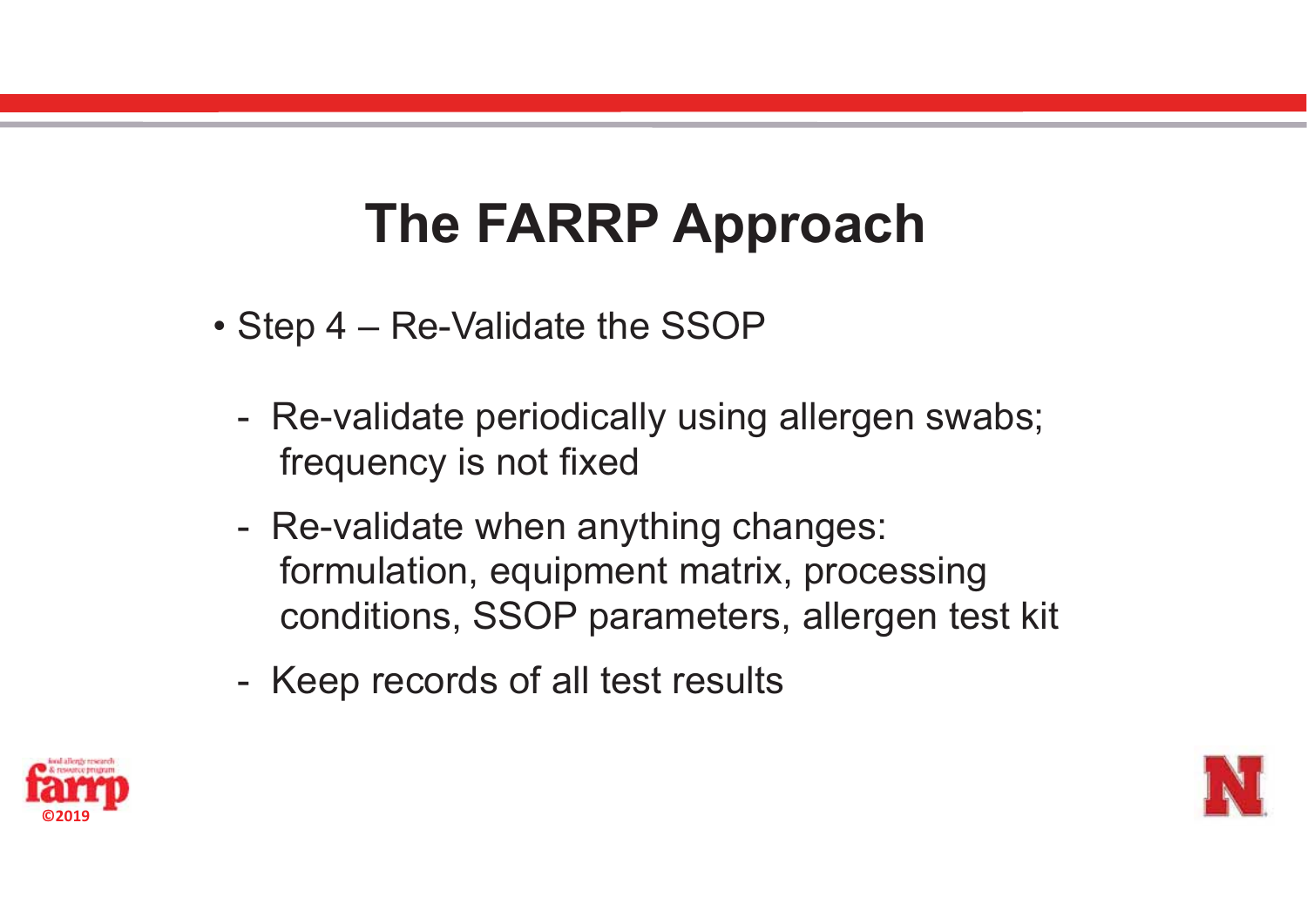# The FARRP Approach

- Step 4 – Re-Validate the SSOP
  - Re-validate periodically using allergen swabs; frequency is not fixed
  - Re-validate when anything changes: formulation, equipment matrix, processing conditions, SSOP parameters, allergen test kit
  - Keep records of all test results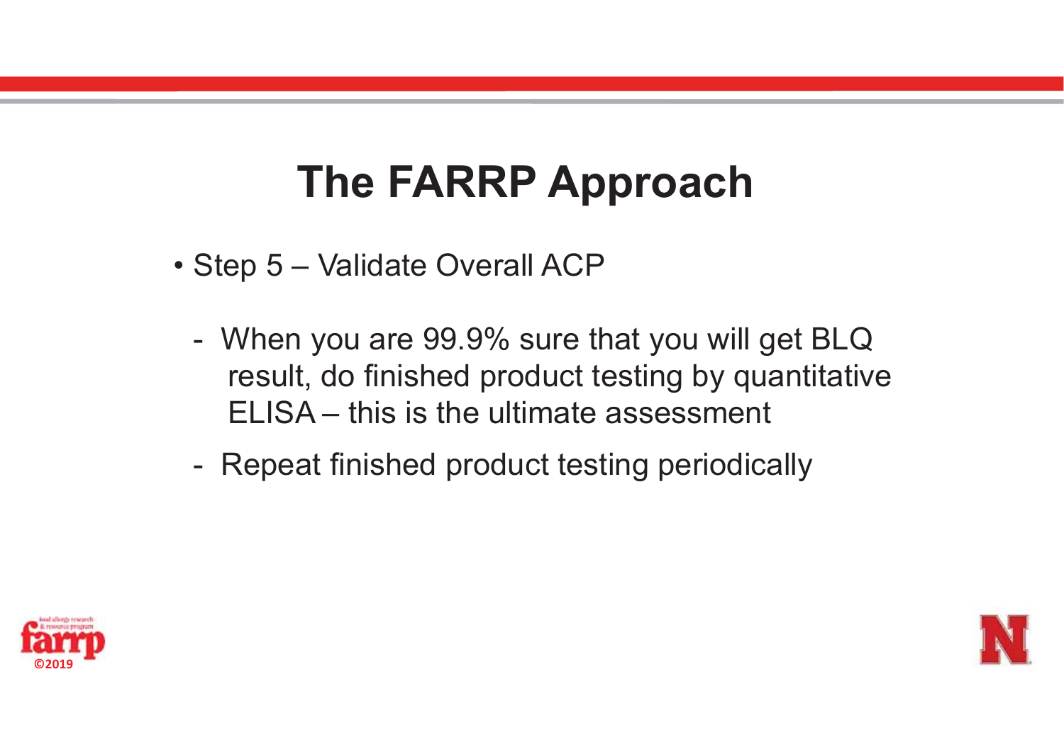# The FARRP Approach

- Step 5 – Validate Overall ACP
  - When you are 99.9% sure that you will get BLQ result, do finished product testing by quantitative ELISA – this is the ultimate assessment
  - Repeat finished product testing periodically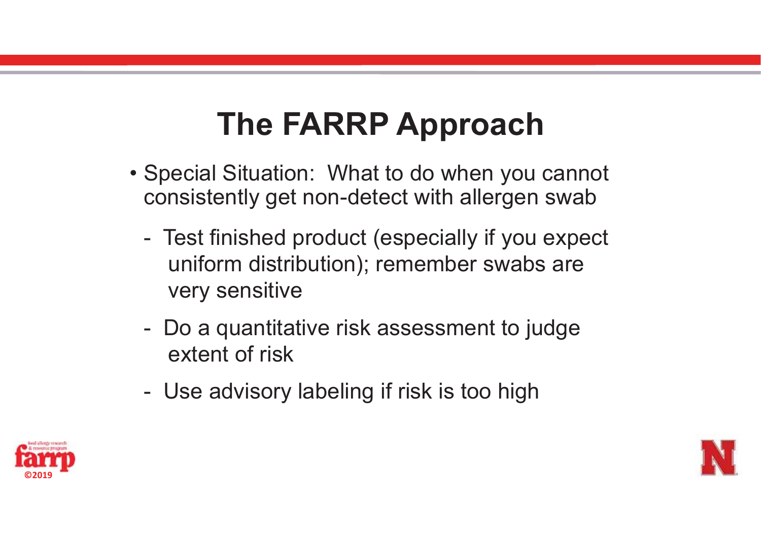# The FARRP Approach

- Special Situation: What to do when you cannot consistently get non-detect with allergen swab
  - Test finished product (especially if you expect uniform distribution); remember swabs are very sensitive
  - Do a quantitative risk assessment to judge extent of risk
  - Use advisory labeling if risk is too high

©2019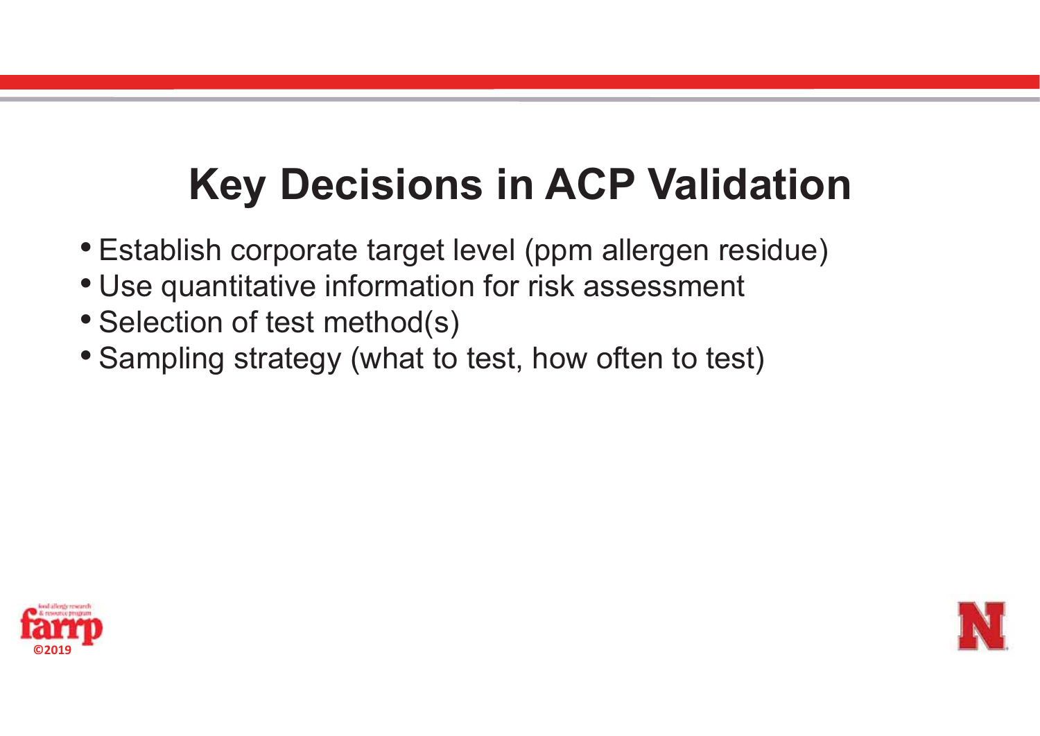# Key Decisions in ACP Validation

- Establish corporate target level (ppm allergen residue)
- Use quantitative information for risk assessment
- Selection of test method(s)
- Sampling strategy (what to test, how often to test)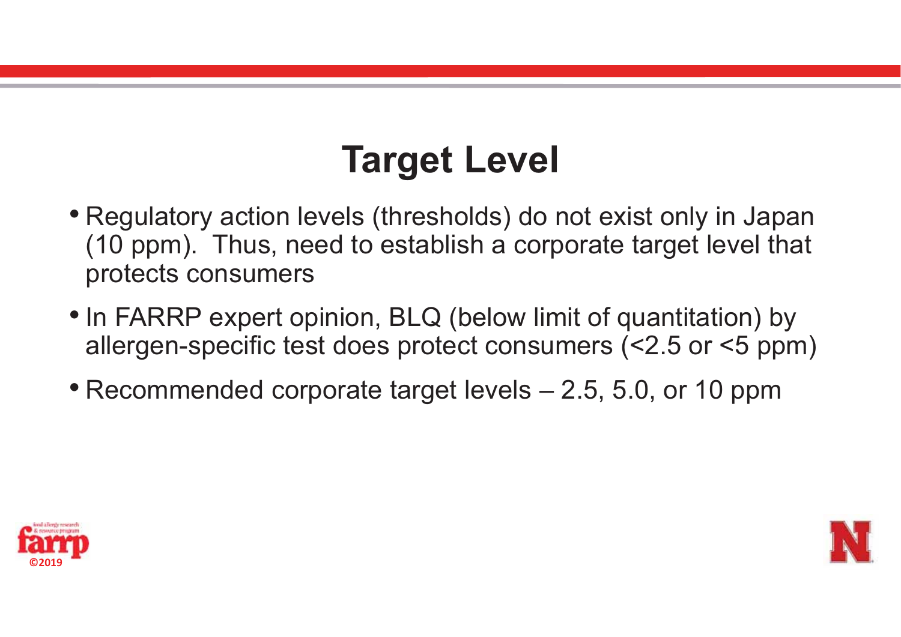# Target Level

- Regulatory action levels (thresholds) do not exist only in Japan (10 ppm). Thus, need to establish a corporate target level that protects consumers
- In FARRP expert opinion, BLQ (below limit of quantitation) by allergen-specific test does protect consumers (<2.5 or <5 ppm)
- Recommended corporate target levels – 2.5, 5.0, or 10 ppm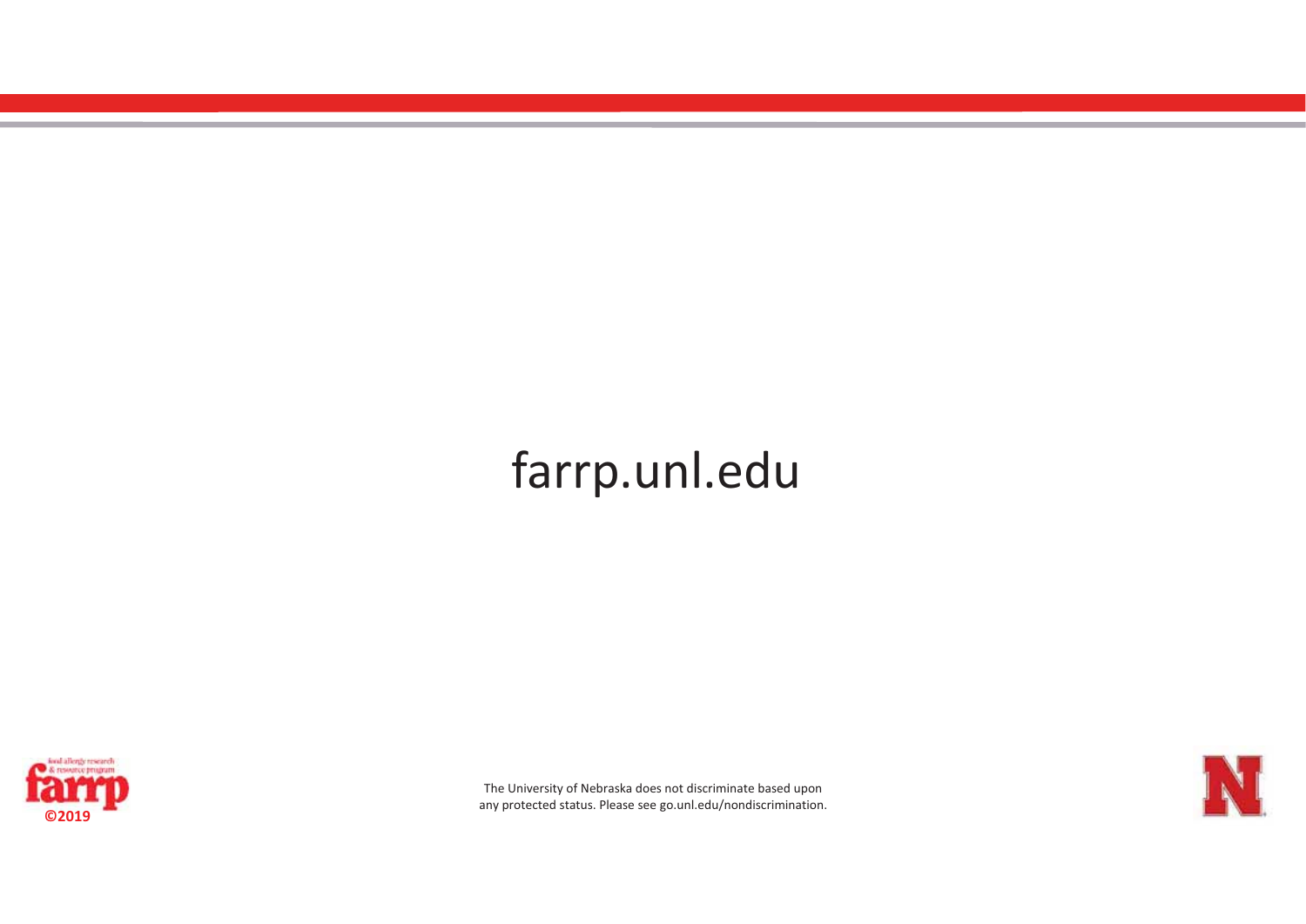farrp.unl.edu

©2019

The University of Nebraska does not discriminate based upon any protected status. Please see go.unl.edu/nondiscrimination.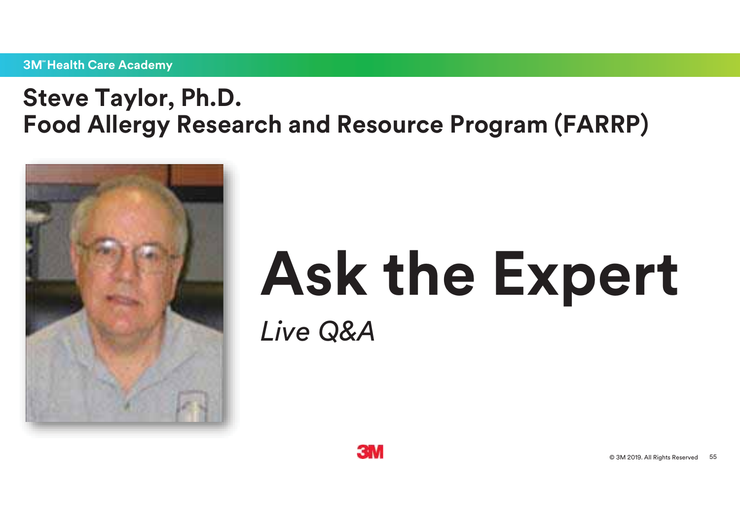3M℠ Health Care Academy

# Steve Taylor, Ph.D.
# Food Allergy Research and Resource Program (FARRP)

# Ask the Expert

*Live Q&A*

© 3M 2019. All Rights Reserved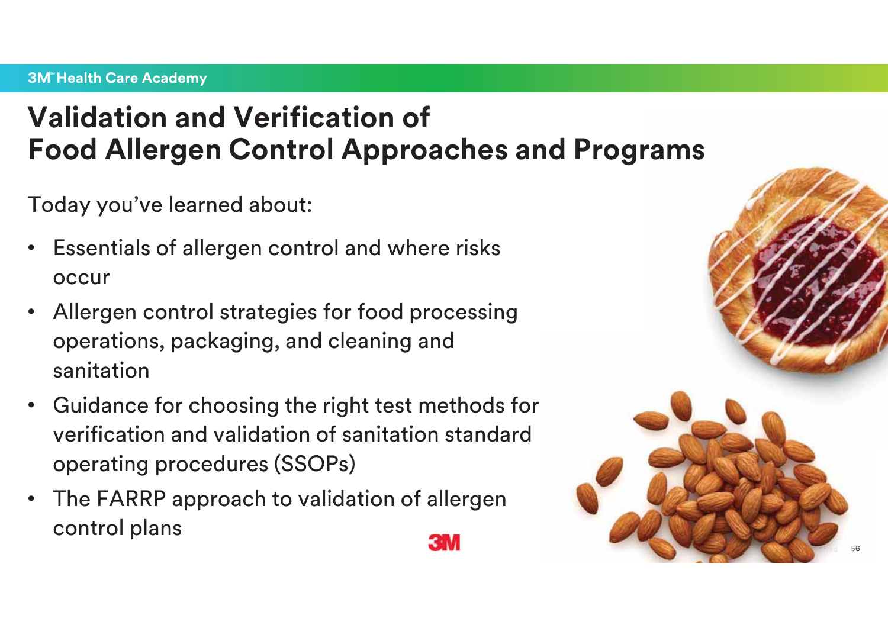# Validation and Verification of Food Allergen Control Approaches and Programs

Today you've learned about:

- Essentials of allergen control and where risks occur
- Allergen control strategies for food processing operations, packaging, and cleaning and sanitation
- Guidance for choosing the right test methods for verification and validation of sanitation standard operating procedures (SSOPs)
- The FARRP approach to validation of allergen control plans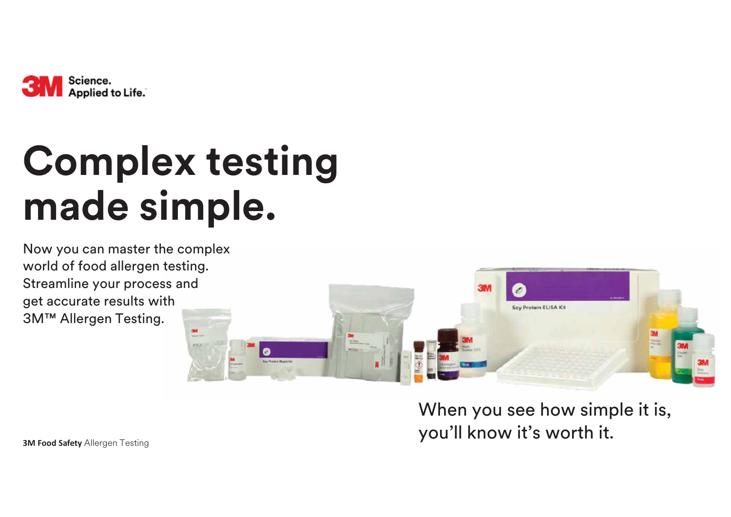3M Science. Applied to Life.™

# Complex testing made simple.

Now you can master the complex world of food allergen testing. Streamline your process and get accurate results with 3M™ Allergen Testing.

When you see how simple it is, you'll know it's worth it.

**3M Food Safety** Allergen Testing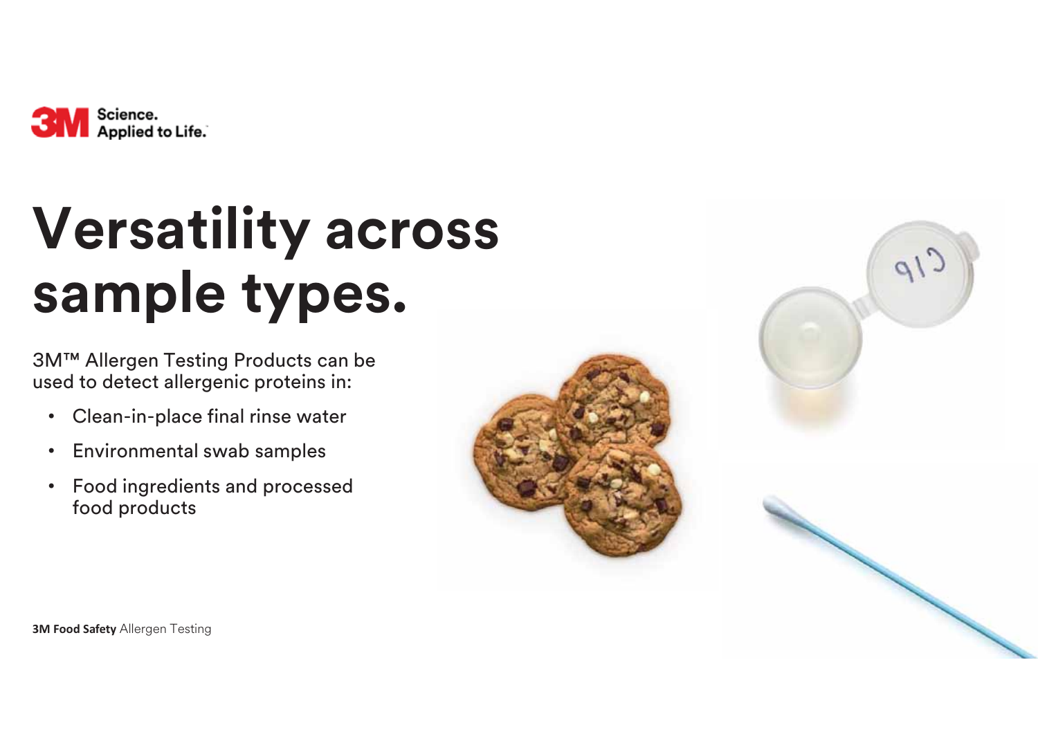# Versatility across sample types.

3M™ Allergen Testing Products can be used to detect allergenic proteins in:

- Clean-in-place final rinse water
- Environmental swab samples
- Food ingredients and processed food products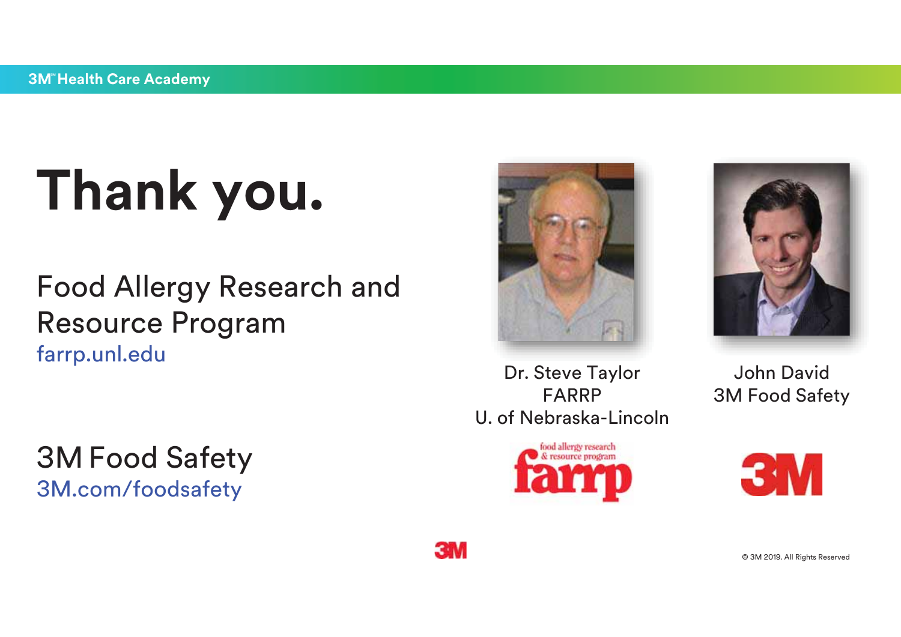# Thank you.

Food Allergy Research and Resource Program
farrp.unl.edu

3M Food Safety
3M.com/foodsafety

Dr. Steve Taylor
FARRP
U. of Nebraska-Lincoln

John David
3M Food Safety

© 3M 2019. All Rights Reserved